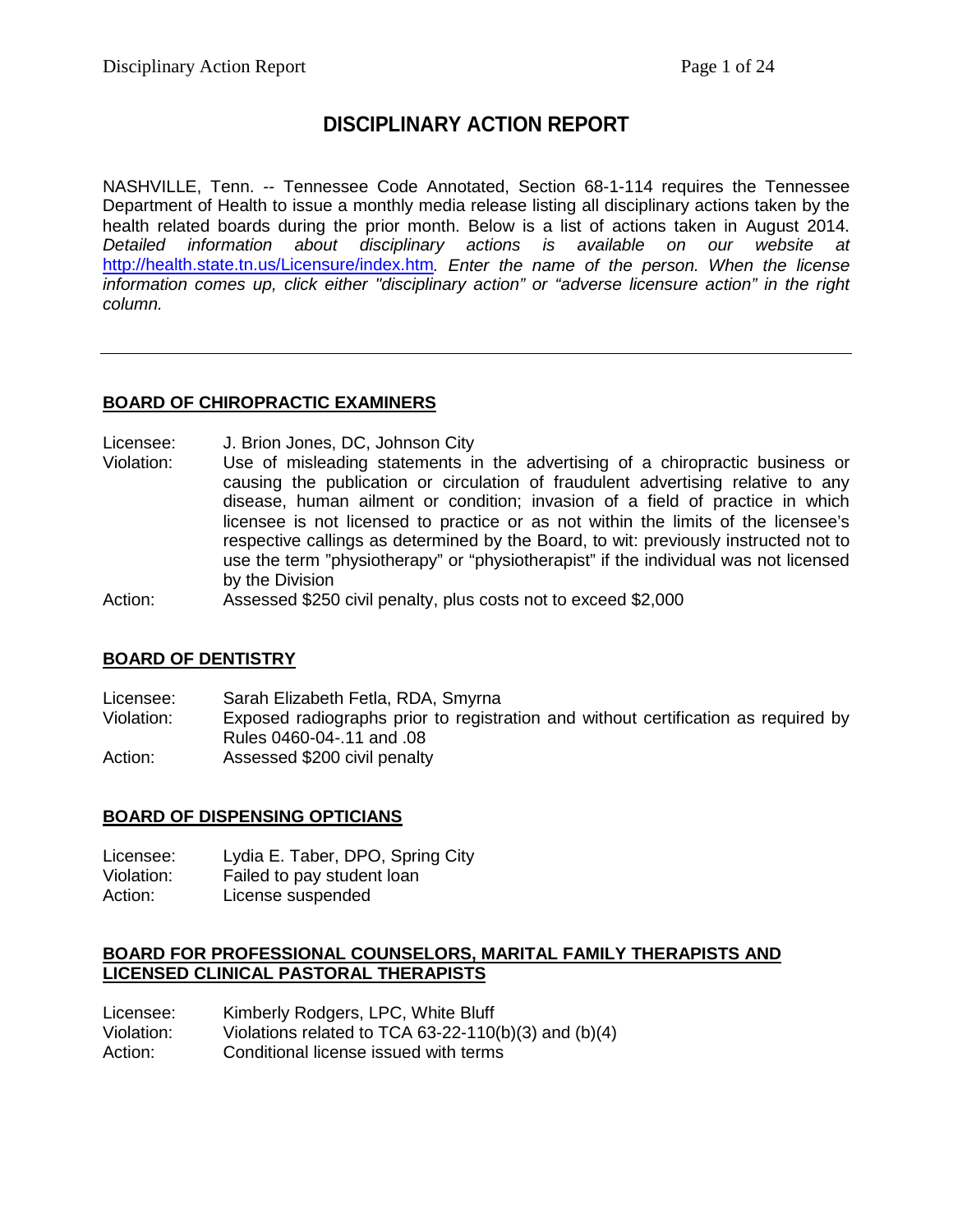# DISCIPLINARY ACTION REPORT

NASHVILLE, Tenn. -- Tennessee Code Annotated, Section 68-1-114 requires the Tennessee Department of Health to issue a monthly media release listing all disciplinary actions taken by the health related boards during the prior month. Below is a list of actions taken in August 2014. *Detailed information about disciplinary actions is available on our website at* http://health.state.tn.us/Licensure/index.htm*. Enter the name of the person. When the license information comes up, click either "disciplinary action" or "adverse licensure action" in the right column.*

---

## BOARD OF CHIROPRACTIC EXAMINERS

Licensee: J. Brion Jones, DC, Johnson City
Violation: Use of misleading statements in the advertising of a chiropractic business or causing the publication or circulation of fraudulent advertising relative to any disease, human ailment or condition; invasion of a field of practice in which licensee is not licensed to practice or as not within the limits of the licensee's respective callings as determined by the Board, to wit: previously instructed not to use the term "physiotherapy" or "physiotherapist" if the individual was not licensed by the Division
Action: Assessed $250 civil penalty, plus costs not to exceed $2,000

## BOARD OF DENTISTRY

Licensee: Sarah Elizabeth Fetla, RDA, Smyrna
Violation: Exposed radiographs prior to registration and without certification as required by Rules 0460-04-.11 and .08
Action: Assessed $200 civil penalty

## BOARD OF DISPENSING OPTICIANS

Licensee: Lydia E. Taber, DPO, Spring City
Violation: Failed to pay student loan
Action: License suspended

## BOARD FOR PROFESSIONAL COUNSELORS, MARITAL FAMILY THERAPISTS AND LICENSED CLINICAL PASTORAL THERAPISTS

Licensee: Kimberly Rodgers, LPC, White Bluff
Violation: Violations related to TCA 63-22-110(b)(3) and (b)(4)
Action: Conditional license issued with terms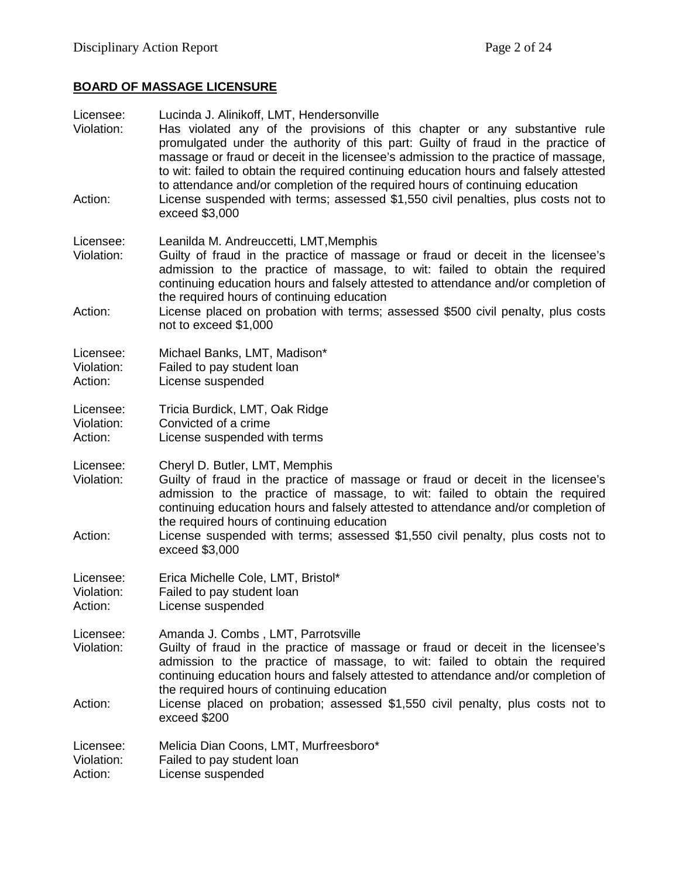## BOARD OF MASSAGE LICENSURE

Licensee: Lucinda J. Alinikoff, LMT, Hendersonville
Violation: Has violated any of the provisions of this chapter or any substantive rule promulgated under the authority of this part: Guilty of fraud in the practice of massage or fraud or deceit in the licensee's admission to the practice of massage, to wit: failed to obtain the required continuing education hours and falsely attested to attendance and/or completion of the required hours of continuing education
Action: License suspended with terms; assessed $1,550 civil penalties, plus costs not to exceed $3,000

Licensee: Leanilda M. Andreuccetti, LMT,Memphis
Violation: Guilty of fraud in the practice of massage or fraud or deceit in the licensee's admission to the practice of massage, to wit: failed to obtain the required continuing education hours and falsely attested to attendance and/or completion of the required hours of continuing education
Action: License placed on probation with terms; assessed $500 civil penalty, plus costs not to exceed $1,000

Licensee: Michael Banks, LMT, Madison*
Violation: Failed to pay student loan
Action: License suspended

Licensee: Tricia Burdick, LMT, Oak Ridge
Violation: Convicted of a crime
Action: License suspended with terms

Licensee: Cheryl D. Butler, LMT, Memphis
Violation: Guilty of fraud in the practice of massage or fraud or deceit in the licensee's admission to the practice of massage, to wit: failed to obtain the required continuing education hours and falsely attested to attendance and/or completion of the required hours of continuing education
Action: License suspended with terms; assessed $1,550 civil penalty, plus costs not to exceed $3,000

Licensee: Erica Michelle Cole, LMT, Bristol*
Violation: Failed to pay student loan
Action: License suspended

Licensee: Amanda J. Combs , LMT, Parrotsville
Violation: Guilty of fraud in the practice of massage or fraud or deceit in the licensee's admission to the practice of massage, to wit: failed to obtain the required continuing education hours and falsely attested to attendance and/or completion of the required hours of continuing education
Action: License placed on probation; assessed $1,550 civil penalty, plus costs not to exceed $200

Licensee: Melicia Dian Coons, LMT, Murfreesboro*
Violation: Failed to pay student loan
Action: License suspended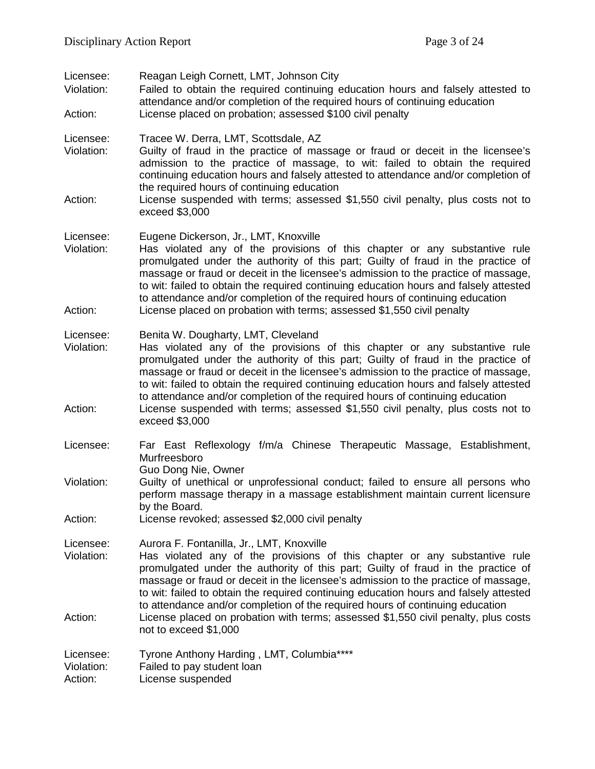Licensee: Reagan Leigh Cornett, LMT, Johnson City
Violation: Failed to obtain the required continuing education hours and falsely attested to attendance and/or completion of the required hours of continuing education
Action: License placed on probation; assessed $100 civil penalty

Licensee: Tracee W. Derra, LMT, Scottsdale, AZ
Violation: Guilty of fraud in the practice of massage or fraud or deceit in the licensee's admission to the practice of massage, to wit: failed to obtain the required continuing education hours and falsely attested to attendance and/or completion of the required hours of continuing education
Action: License suspended with terms; assessed $1,550 civil penalty, plus costs not to exceed $3,000

Licensee: Eugene Dickerson, Jr., LMT, Knoxville
Violation: Has violated any of the provisions of this chapter or any substantive rule promulgated under the authority of this part; Guilty of fraud in the practice of massage or fraud or deceit in the licensee's admission to the practice of massage, to wit: failed to obtain the required continuing education hours and falsely attested to attendance and/or completion of the required hours of continuing education
Action: License placed on probation with terms; assessed $1,550 civil penalty

Licensee: Benita W. Dougharty, LMT, Cleveland
Violation: Has violated any of the provisions of this chapter or any substantive rule promulgated under the authority of this part; Guilty of fraud in the practice of massage or fraud or deceit in the licensee's admission to the practice of massage, to wit: failed to obtain the required continuing education hours and falsely attested to attendance and/or completion of the required hours of continuing education
Action: License suspended with terms; assessed $1,550 civil penalty, plus costs not to exceed $3,000

Licensee: Far East Reflexology f/m/a Chinese Therapeutic Massage, Establishment, Murfreesboro
Guo Dong Nie, Owner
Violation: Guilty of unethical or unprofessional conduct; failed to ensure all persons who perform massage therapy in a massage establishment maintain current licensure by the Board.
Action: License revoked; assessed $2,000 civil penalty

Licensee: Aurora F. Fontanilla, Jr., LMT, Knoxville
Violation: Has violated any of the provisions of this chapter or any substantive rule promulgated under the authority of this part; Guilty of fraud in the practice of massage or fraud or deceit in the licensee's admission to the practice of massage, to wit: failed to obtain the required continuing education hours and falsely attested to attendance and/or completion of the required hours of continuing education
Action: License placed on probation with terms; assessed $1,550 civil penalty, plus costs not to exceed $1,000

Licensee: Tyrone Anthony Harding , LMT, Columbia****
Violation: Failed to pay student loan
Action: License suspended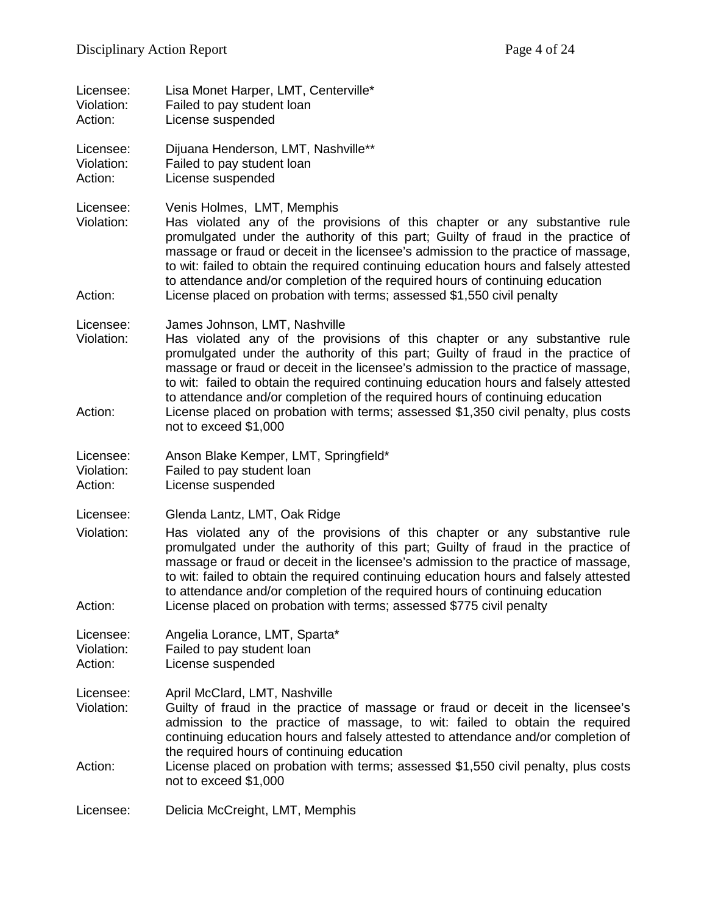Licensee: Lisa Monet Harper, LMT, Centerville*
Violation: Failed to pay student loan
Action: License suspended

Licensee: Dijuana Henderson, LMT, Nashville**
Violation: Failed to pay student loan
Action: License suspended

Licensee: Venis Holmes, LMT, Memphis
Violation: Has violated any of the provisions of this chapter or any substantive rule promulgated under the authority of this part; Guilty of fraud in the practice of massage or fraud or deceit in the licensee's admission to the practice of massage, to wit: failed to obtain the required continuing education hours and falsely attested to attendance and/or completion of the required hours of continuing education
Action: License placed on probation with terms; assessed $1,550 civil penalty

Licensee: James Johnson, LMT, Nashville
Violation: Has violated any of the provisions of this chapter or any substantive rule promulgated under the authority of this part; Guilty of fraud in the practice of massage or fraud or deceit in the licensee's admission to the practice of massage, to wit: failed to obtain the required continuing education hours and falsely attested to attendance and/or completion of the required hours of continuing education
Action: License placed on probation with terms; assessed $1,350 civil penalty, plus costs not to exceed $1,000

Licensee: Anson Blake Kemper, LMT, Springfield*
Violation: Failed to pay student loan
Action: License suspended

Licensee: Glenda Lantz, LMT, Oak Ridge
Violation: Has violated any of the provisions of this chapter or any substantive rule promulgated under the authority of this part; Guilty of fraud in the practice of massage or fraud or deceit in the licensee's admission to the practice of massage, to wit: failed to obtain the required continuing education hours and falsely attested to attendance and/or completion of the required hours of continuing education
Action: License placed on probation with terms; assessed $775 civil penalty

Licensee: Angelia Lorance, LMT, Sparta*
Violation: Failed to pay student loan
Action: License suspended

Licensee: April McClard, LMT, Nashville
Violation: Guilty of fraud in the practice of massage or fraud or deceit in the licensee's admission to the practice of massage, to wit: failed to obtain the required continuing education hours and falsely attested to attendance and/or completion of the required hours of continuing education
Action: License placed on probation with terms; assessed $1,550 civil penalty, plus costs not to exceed $1,000

Licensee: Delicia McCreight, LMT, Memphis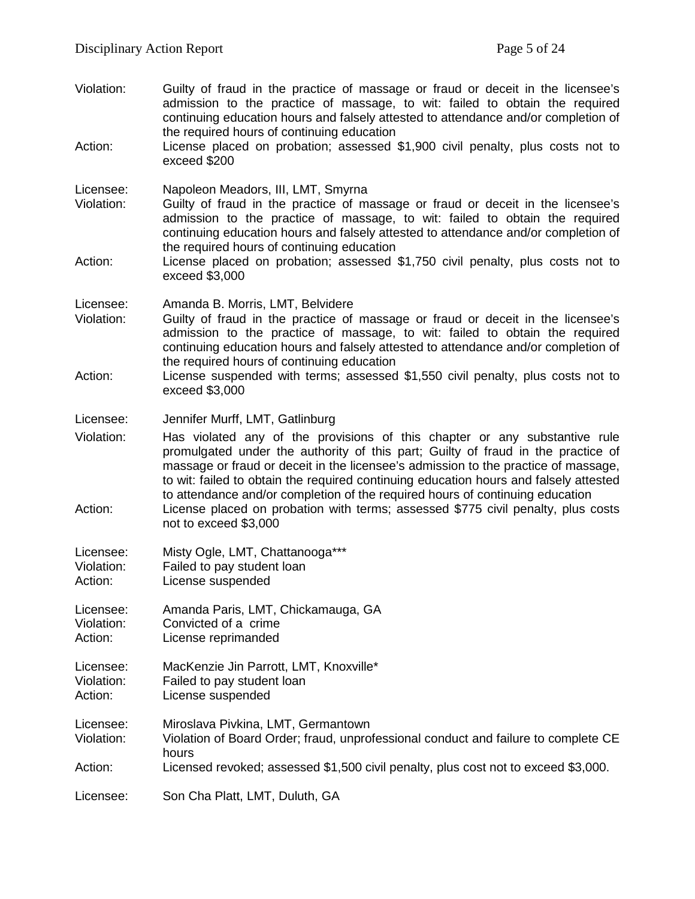Violation: Guilty of fraud in the practice of massage or fraud or deceit in the licensee's admission to the practice of massage, to wit: failed to obtain the required continuing education hours and falsely attested to attendance and/or completion of the required hours of continuing education

Action: License placed on probation; assessed $1,900 civil penalty, plus costs not to exceed $200

Licensee: Napoleon Meadors, III, LMT, Smyrna

Violation: Guilty of fraud in the practice of massage or fraud or deceit in the licensee's admission to the practice of massage, to wit: failed to obtain the required continuing education hours and falsely attested to attendance and/or completion of the required hours of continuing education

Action: License placed on probation; assessed $1,750 civil penalty, plus costs not to exceed $3,000

Licensee: Amanda B. Morris, LMT, Belvidere

Violation: Guilty of fraud in the practice of massage or fraud or deceit in the licensee's admission to the practice of massage, to wit: failed to obtain the required continuing education hours and falsely attested to attendance and/or completion of the required hours of continuing education

Action: License suspended with terms; assessed $1,550 civil penalty, plus costs not to exceed $3,000

Licensee: Jennifer Murff, LMT, Gatlinburg

Violation: Has violated any of the provisions of this chapter or any substantive rule promulgated under the authority of this part; Guilty of fraud in the practice of massage or fraud or deceit in the licensee's admission to the practice of massage, to wit: failed to obtain the required continuing education hours and falsely attested to attendance and/or completion of the required hours of continuing education

Action: License placed on probation with terms; assessed $775 civil penalty, plus costs not to exceed $3,000

Licensee: Misty Ogle, LMT, Chattanooga***

Violation: Failed to pay student loan

Action: License suspended

Licensee: Amanda Paris, LMT, Chickamauga, GA

Violation: Convicted of a crime

Action: License reprimanded

Licensee: MacKenzie Jin Parrott, LMT, Knoxville*

Violation: Failed to pay student loan

Action: License suspended

Licensee: Miroslava Pivkina, LMT, Germantown

Violation: Violation of Board Order; fraud, unprofessional conduct and failure to complete CE hours

Action: Licensed revoked; assessed $1,500 civil penalty, plus cost not to exceed $3,000.

Licensee: Son Cha Platt, LMT, Duluth, GA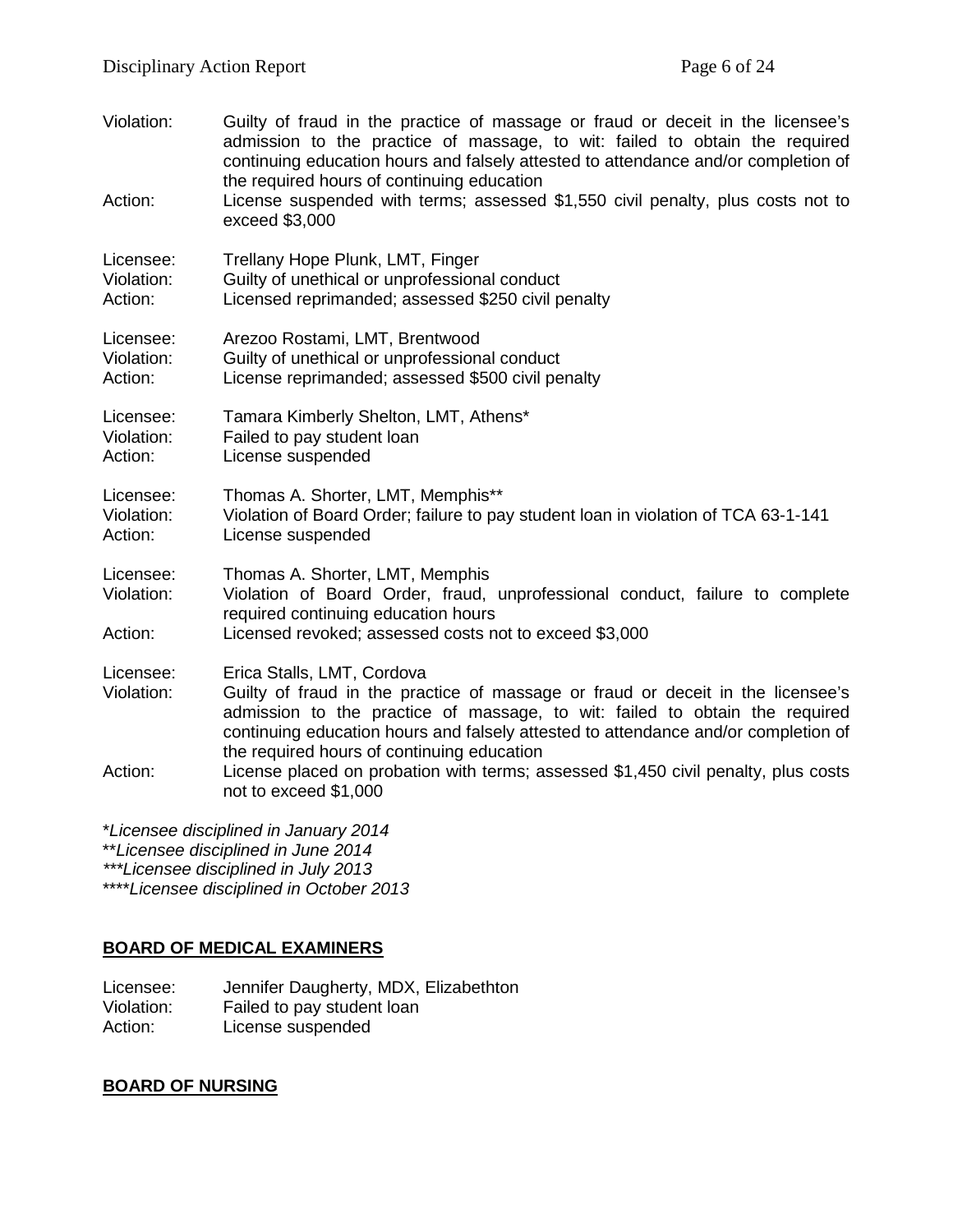Violation: Guilty of fraud in the practice of massage or fraud or deceit in the licensee's admission to the practice of massage, to wit: failed to obtain the required continuing education hours and falsely attested to attendance and/or completion of the required hours of continuing education
Action: License suspended with terms; assessed $1,550 civil penalty, plus costs not to exceed $3,000

Licensee: Trellany Hope Plunk, LMT, Finger
Violation: Guilty of unethical or unprofessional conduct
Action: Licensed reprimanded; assessed $250 civil penalty

Licensee: Arezoo Rostami, LMT, Brentwood
Violation: Guilty of unethical or unprofessional conduct
Action: License reprimanded; assessed $500 civil penalty

Licensee: Tamara Kimberly Shelton, LMT, Athens*
Violation: Failed to pay student loan
Action: License suspended

Licensee: Thomas A. Shorter, LMT, Memphis**
Violation: Violation of Board Order; failure to pay student loan in violation of TCA 63-1-141
Action: License suspended

Licensee: Thomas A. Shorter, LMT, Memphis
Violation: Violation of Board Order, fraud, unprofessional conduct, failure to complete required continuing education hours
Action: Licensed revoked; assessed costs not to exceed $3,000

Licensee: Erica Stalls, LMT, Cordova
Violation: Guilty of fraud in the practice of massage or fraud or deceit in the licensee's admission to the practice of massage, to wit: failed to obtain the required continuing education hours and falsely attested to attendance and/or completion of the required hours of continuing education
Action: License placed on probation with terms; assessed $1,450 civil penalty, plus costs not to exceed $1,000

**Licensee disciplined in January 2014*
***Licensee disciplined in June 2014*
****Licensee disciplined in July 2013*
*****Licensee disciplined in October 2013*

## BOARD OF MEDICAL EXAMINERS

Licensee: Jennifer Daugherty, MDX, Elizabethton
Violation: Failed to pay student loan
Action: License suspended

## BOARD OF NURSING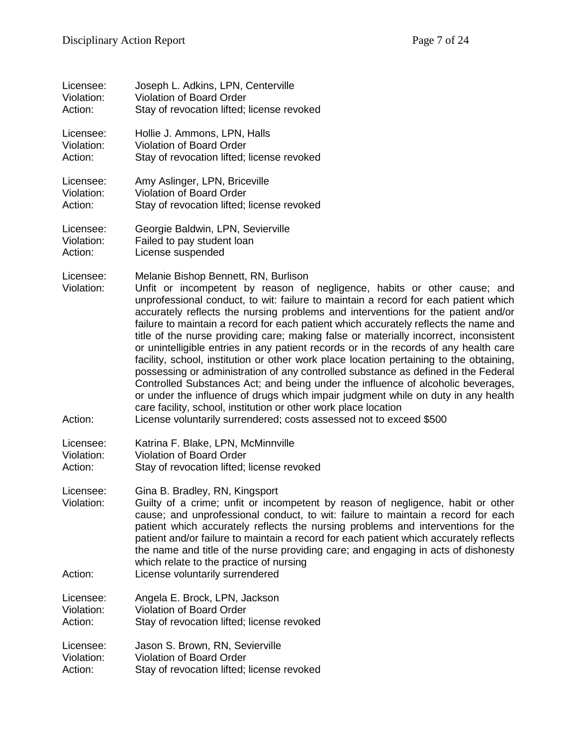Licensee: Joseph L. Adkins, LPN, Centerville
Violation: Violation of Board Order
Action: Stay of revocation lifted; license revoked

Licensee: Hollie J. Ammons, LPN, Halls
Violation: Violation of Board Order
Action: Stay of revocation lifted; license revoked

Licensee: Amy Aslinger, LPN, Briceville
Violation: Violation of Board Order
Action: Stay of revocation lifted; license revoked

Licensee: Georgie Baldwin, LPN, Sevierville
Violation: Failed to pay student loan
Action: License suspended

Licensee: Melanie Bishop Bennett, RN, Burlison
Violation: Unfit or incompetent by reason of negligence, habits or other cause; and unprofessional conduct, to wit: failure to maintain a record for each patient which accurately reflects the nursing problems and interventions for the patient and/or failure to maintain a record for each patient which accurately reflects the name and title of the nurse providing care; making false or materially incorrect, inconsistent or unintelligible entries in any patient records or in the records of any health care facility, school, institution or other work place location pertaining to the obtaining, possessing or administration of any controlled substance as defined in the Federal Controlled Substances Act; and being under the influence of alcoholic beverages, or under the influence of drugs which impair judgment while on duty in any health care facility, school, institution or other work place location
Action: License voluntarily surrendered; costs assessed not to exceed $500

Licensee: Katrina F. Blake, LPN, McMinnville
Violation: Violation of Board Order
Action: Stay of revocation lifted; license revoked

Licensee: Gina B. Bradley, RN, Kingsport
Violation: Guilty of a crime; unfit or incompetent by reason of negligence, habit or other cause; and unprofessional conduct, to wit: failure to maintain a record for each patient which accurately reflects the nursing problems and interventions for the patient and/or failure to maintain a record for each patient which accurately reflects the name and title of the nurse providing care; and engaging in acts of dishonesty which relate to the practice of nursing
Action: License voluntarily surrendered

Licensee: Angela E. Brock, LPN, Jackson
Violation: Violation of Board Order
Action: Stay of revocation lifted; license revoked

Licensee: Jason S. Brown, RN, Sevierville
Violation: Violation of Board Order
Action: Stay of revocation lifted; license revoked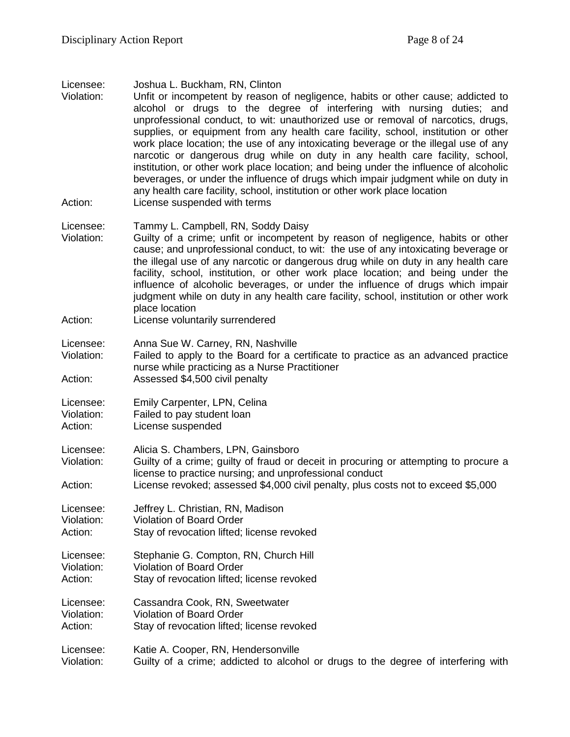Licensee: Joshua L. Buckham, RN, Clinton
Violation: Unfit or incompetent by reason of negligence, habits or other cause; addicted to alcohol or drugs to the degree of interfering with nursing duties; and unprofessional conduct, to wit: unauthorized use or removal of narcotics, drugs, supplies, or equipment from any health care facility, school, institution or other work place location; the use of any intoxicating beverage or the illegal use of any narcotic or dangerous drug while on duty in any health care facility, school, institution, or other work place location; and being under the influence of alcoholic beverages, or under the influence of drugs which impair judgment while on duty in any health care facility, school, institution or other work place location
Action: License suspended with terms

Licensee: Tammy L. Campbell, RN, Soddy Daisy
Violation: Guilty of a crime; unfit or incompetent by reason of negligence, habits or other cause; and unprofessional conduct, to wit: the use of any intoxicating beverage or the illegal use of any narcotic or dangerous drug while on duty in any health care facility, school, institution, or other work place location; and being under the influence of alcoholic beverages, or under the influence of drugs which impair judgment while on duty in any health care facility, school, institution or other work place location
Action: License voluntarily surrendered

Licensee: Anna Sue W. Carney, RN, Nashville
Violation: Failed to apply to the Board for a certificate to practice as an advanced practice nurse while practicing as a Nurse Practitioner
Action: Assessed $4,500 civil penalty

Licensee: Emily Carpenter, LPN, Celina
Violation: Failed to pay student loan
Action: License suspended

Licensee: Alicia S. Chambers, LPN, Gainsboro
Violation: Guilty of a crime; guilty of fraud or deceit in procuring or attempting to procure a license to practice nursing; and unprofessional conduct
Action: License revoked; assessed $4,000 civil penalty, plus costs not to exceed $5,000

Licensee: Jeffrey L. Christian, RN, Madison
Violation: Violation of Board Order
Action: Stay of revocation lifted; license revoked

Licensee: Stephanie G. Compton, RN, Church Hill
Violation: Violation of Board Order
Action: Stay of revocation lifted; license revoked

Licensee: Cassandra Cook, RN, Sweetwater
Violation: Violation of Board Order
Action: Stay of revocation lifted; license revoked

Licensee: Katie A. Cooper, RN, Hendersonville
Violation: Guilty of a crime; addicted to alcohol or drugs to the degree of interfering with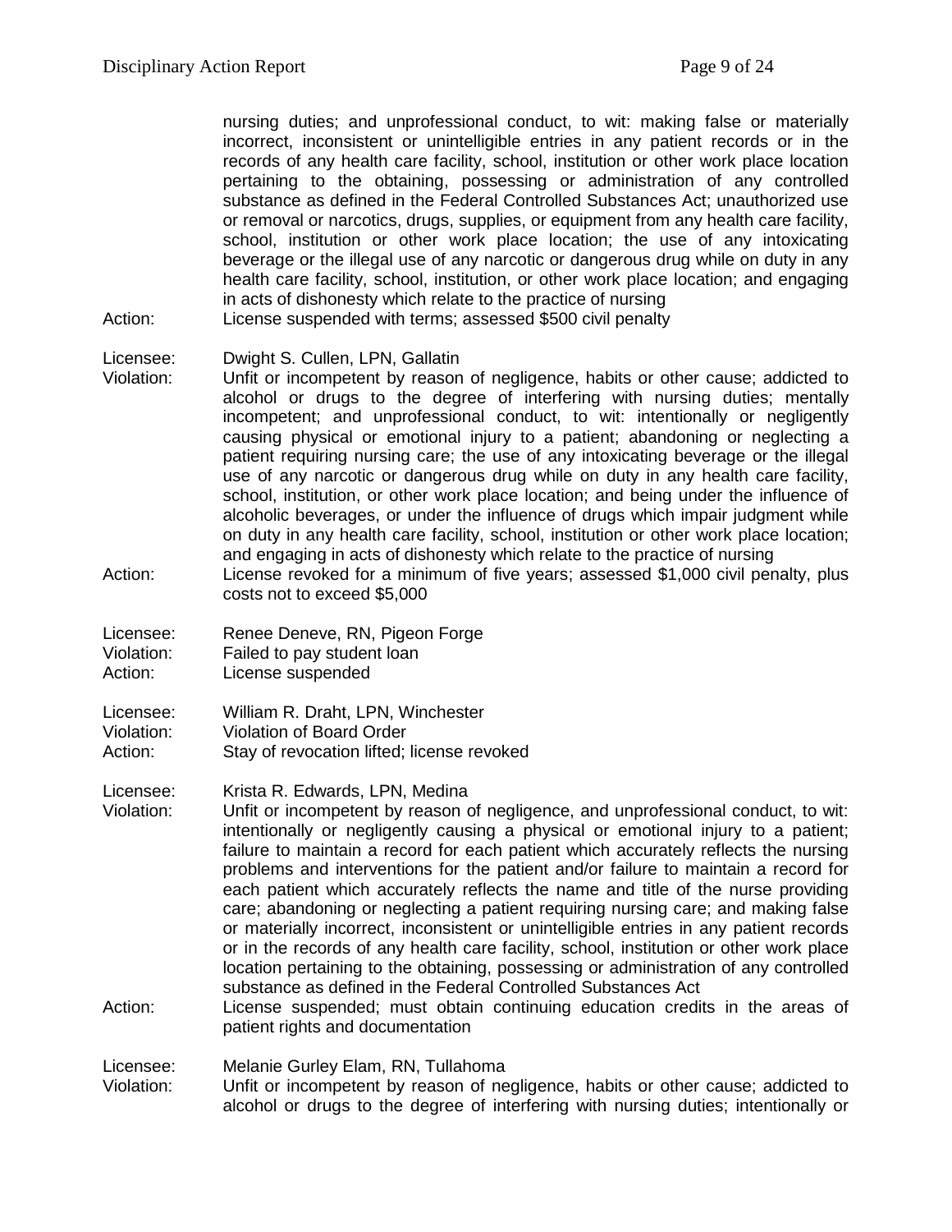nursing duties; and unprofessional conduct, to wit: making false or materially incorrect, inconsistent or unintelligible entries in any patient records or in the records of any health care facility, school, institution or other work place location pertaining to the obtaining, possessing or administration of any controlled substance as defined in the Federal Controlled Substances Act; unauthorized use or removal or narcotics, drugs, supplies, or equipment from any health care facility, school, institution or other work place location; the use of any intoxicating beverage or the illegal use of any narcotic or dangerous drug while on duty in any health care facility, school, institution, or other work place location; and engaging in acts of dishonesty which relate to the practice of nursing

Action: License suspended with terms; assessed $500 civil penalty

Licensee: Dwight S. Cullen, LPN, Gallatin

Violation: Unfit or incompetent by reason of negligence, habits or other cause; addicted to alcohol or drugs to the degree of interfering with nursing duties; mentally incompetent; and unprofessional conduct, to wit: intentionally or negligently causing physical or emotional injury to a patient; abandoning or neglecting a patient requiring nursing care; the use of any intoxicating beverage or the illegal use of any narcotic or dangerous drug while on duty in any health care facility, school, institution, or other work place location; and being under the influence of alcoholic beverages, or under the influence of drugs which impair judgment while on duty in any health care facility, school, institution or other work place location; and engaging in acts of dishonesty which relate to the practice of nursing

Action: License revoked for a minimum of five years; assessed $1,000 civil penalty, plus costs not to exceed $5,000

Licensee: Renee Deneve, RN, Pigeon Forge

Violation: Failed to pay student loan

Action: License suspended

Licensee: William R. Draht, LPN, Winchester

Violation: Violation of Board Order

Action: Stay of revocation lifted; license revoked

Licensee: Krista R. Edwards, LPN, Medina

Violation: Unfit or incompetent by reason of negligence, and unprofessional conduct, to wit: intentionally or negligently causing a physical or emotional injury to a patient; failure to maintain a record for each patient which accurately reflects the nursing problems and interventions for the patient and/or failure to maintain a record for each patient which accurately reflects the name and title of the nurse providing care; abandoning or neglecting a patient requiring nursing care; and making false or materially incorrect, inconsistent or unintelligible entries in any patient records or in the records of any health care facility, school, institution or other work place location pertaining to the obtaining, possessing or administration of any controlled substance as defined in the Federal Controlled Substances Act

Action: License suspended; must obtain continuing education credits in the areas of patient rights and documentation

Licensee: Melanie Gurley Elam, RN, Tullahoma

Violation: Unfit or incompetent by reason of negligence, habits or other cause; addicted to alcohol or drugs to the degree of interfering with nursing duties; intentionally or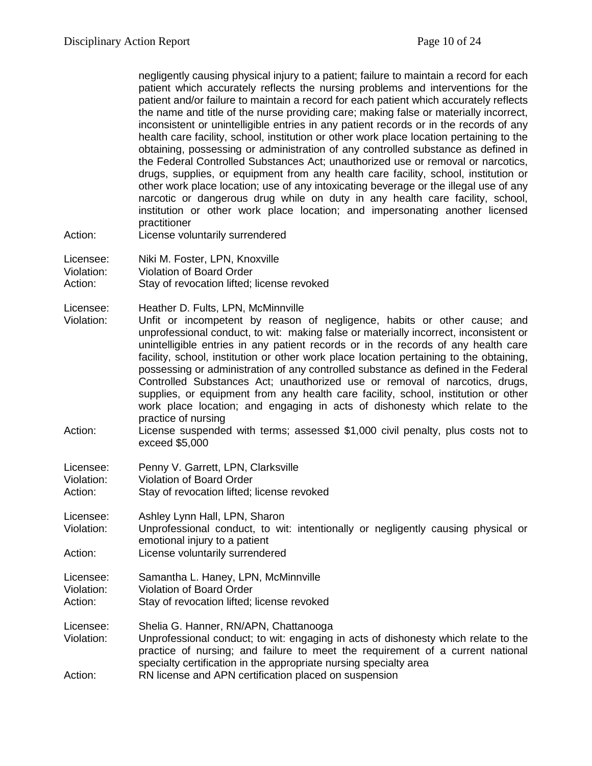negligently causing physical injury to a patient; failure to maintain a record for each patient which accurately reflects the nursing problems and interventions for the patient and/or failure to maintain a record for each patient which accurately reflects the name and title of the nurse providing care; making false or materially incorrect, inconsistent or unintelligible entries in any patient records or in the records of any health care facility, school, institution or other work place location pertaining to the obtaining, possessing or administration of any controlled substance as defined in the Federal Controlled Substances Act; unauthorized use or removal or narcotics, drugs, supplies, or equipment from any health care facility, school, institution or other work place location; use of any intoxicating beverage or the illegal use of any narcotic or dangerous drug while on duty in any health care facility, school, institution or other work place location; and impersonating another licensed practitioner

Action: License voluntarily surrendered

Licensee: Niki M. Foster, LPN, Knoxville
Violation: Violation of Board Order
Action: Stay of revocation lifted; license revoked

Licensee: Heather D. Fults, LPN, McMinnville
Violation: Unfit or incompetent by reason of negligence, habits or other cause; and unprofessional conduct, to wit: making false or materially incorrect, inconsistent or unintelligible entries in any patient records or in the records of any health care facility, school, institution or other work place location pertaining to the obtaining, possessing or administration of any controlled substance as defined in the Federal Controlled Substances Act; unauthorized use or removal of narcotics, drugs, supplies, or equipment from any health care facility, school, institution or other work place location; and engaging in acts of dishonesty which relate to the practice of nursing
Action: License suspended with terms; assessed $1,000 civil penalty, plus costs not to exceed $5,000

Licensee: Penny V. Garrett, LPN, Clarksville
Violation: Violation of Board Order
Action: Stay of revocation lifted; license revoked

Licensee: Ashley Lynn Hall, LPN, Sharon
Violation: Unprofessional conduct, to wit: intentionally or negligently causing physical or emotional injury to a patient
Action: License voluntarily surrendered

Licensee: Samantha L. Haney, LPN, McMinnville
Violation: Violation of Board Order
Action: Stay of revocation lifted; license revoked

Licensee: Shelia G. Hanner, RN/APN, Chattanooga
Violation: Unprofessional conduct; to wit: engaging in acts of dishonesty which relate to the practice of nursing; and failure to meet the requirement of a current national specialty certification in the appropriate nursing specialty area
Action: RN license and APN certification placed on suspension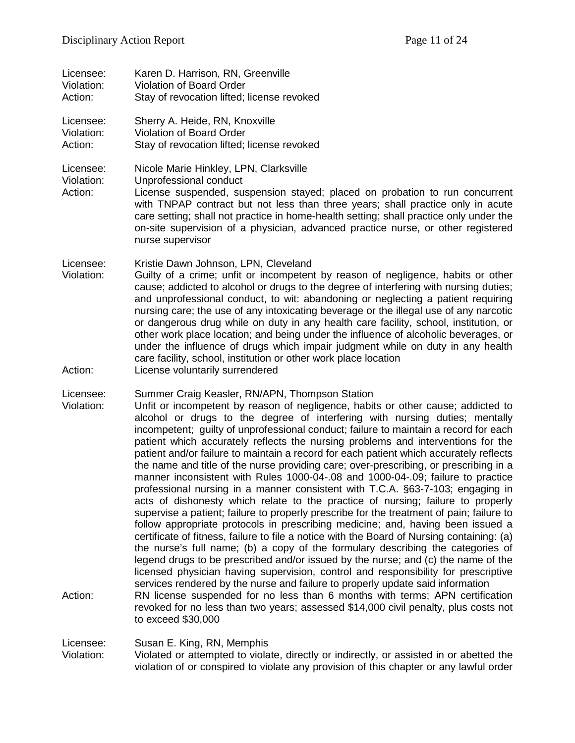Licensee: Karen D. Harrison, RN, Greenville
Violation: Violation of Board Order
Action: Stay of revocation lifted; license revoked

Licensee: Sherry A. Heide, RN, Knoxville
Violation: Violation of Board Order
Action: Stay of revocation lifted; license revoked

Licensee: Nicole Marie Hinkley, LPN, Clarksville
Violation: Unprofessional conduct
Action: License suspended, suspension stayed; placed on probation to run concurrent with TNPAP contract but not less than three years; shall practice only in acute care setting; shall not practice in home-health setting; shall practice only under the on-site supervision of a physician, advanced practice nurse, or other registered nurse supervisor

Licensee: Kristie Dawn Johnson, LPN, Cleveland
Violation: Guilty of a crime; unfit or incompetent by reason of negligence, habits or other cause; addicted to alcohol or drugs to the degree of interfering with nursing duties; and unprofessional conduct, to wit: abandoning or neglecting a patient requiring nursing care; the use of any intoxicating beverage or the illegal use of any narcotic or dangerous drug while on duty in any health care facility, school, institution, or other work place location; and being under the influence of alcoholic beverages, or under the influence of drugs which impair judgment while on duty in any health care facility, school, institution or other work place location
Action: License voluntarily surrendered

Licensee: Summer Craig Keasler, RN/APN, Thompson Station
Violation: Unfit or incompetent by reason of negligence, habits or other cause; addicted to alcohol or drugs to the degree of interfering with nursing duties; mentally incompetent; guilty of unprofessional conduct; failure to maintain a record for each patient which accurately reflects the nursing problems and interventions for the patient and/or failure to maintain a record for each patient which accurately reflects the name and title of the nurse providing care; over-prescribing, or prescribing in a manner inconsistent with Rules 1000-04-.08 and 1000-04-.09; failure to practice professional nursing in a manner consistent with T.C.A. §63-7-103; engaging in acts of dishonesty which relate to the practice of nursing; failure to properly supervise a patient; failure to properly prescribe for the treatment of pain; failure to follow appropriate protocols in prescribing medicine; and, having been issued a certificate of fitness, failure to file a notice with the Board of Nursing containing: (a) the nurse's full name; (b) a copy of the formulary describing the categories of legend drugs to be prescribed and/or issued by the nurse; and (c) the name of the licensed physician having supervision, control and responsibility for prescriptive services rendered by the nurse and failure to properly update said information
Action: RN license suspended for no less than 6 months with terms; APN certification revoked for no less than two years; assessed $14,000 civil penalty, plus costs not to exceed $30,000

Licensee: Susan E. King, RN, Memphis
Violation: Violated or attempted to violate, directly or indirectly, or assisted in or abetted the violation of or conspired to violate any provision of this chapter or any lawful order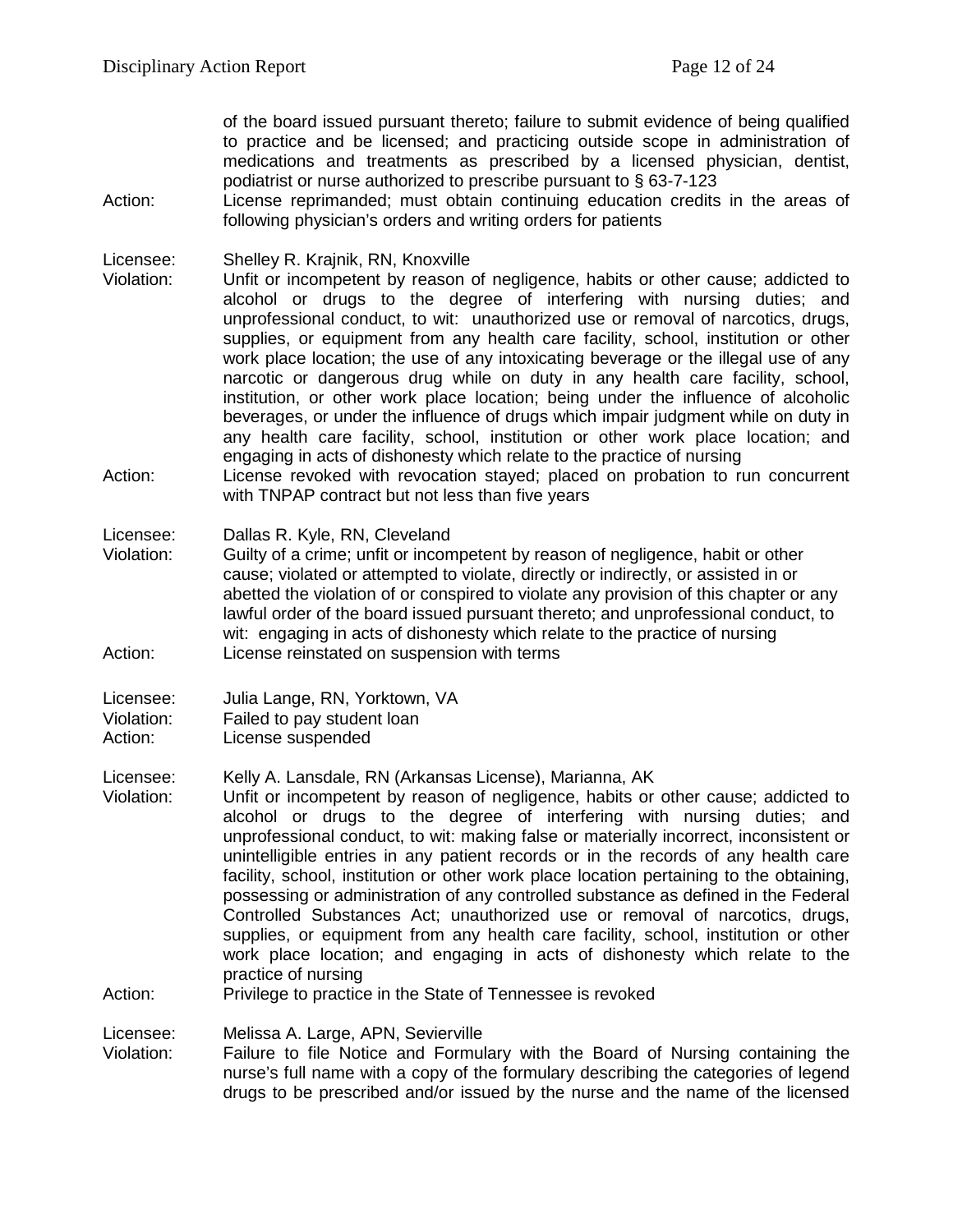of the board issued pursuant thereto; failure to submit evidence of being qualified to practice and be licensed; and practicing outside scope in administration of medications and treatments as prescribed by a licensed physician, dentist, podiatrist or nurse authorized to prescribe pursuant to § 63-7-123

Action: License reprimanded; must obtain continuing education credits in the areas of following physician's orders and writing orders for patients

Licensee: Shelley R. Krajnik, RN, Knoxville

Violation: Unfit or incompetent by reason of negligence, habits or other cause; addicted to alcohol or drugs to the degree of interfering with nursing duties; and unprofessional conduct, to wit: unauthorized use or removal of narcotics, drugs, supplies, or equipment from any health care facility, school, institution or other work place location; the use of any intoxicating beverage or the illegal use of any narcotic or dangerous drug while on duty in any health care facility, school, institution, or other work place location; being under the influence of alcoholic beverages, or under the influence of drugs which impair judgment while on duty in any health care facility, school, institution or other work place location; and engaging in acts of dishonesty which relate to the practice of nursing

Action: License revoked with revocation stayed; placed on probation to run concurrent with TNPAP contract but not less than five years

Licensee: Dallas R. Kyle, RN, Cleveland

Violation: Guilty of a crime; unfit or incompetent by reason of negligence, habit or other cause; violated or attempted to violate, directly or indirectly, or assisted in or abetted the violation of or conspired to violate any provision of this chapter or any lawful order of the board issued pursuant thereto; and unprofessional conduct, to wit: engaging in acts of dishonesty which relate to the practice of nursing

Action: License reinstated on suspension with terms

Licensee: Julia Lange, RN, Yorktown, VA

Violation: Failed to pay student loan

Action: License suspended

Licensee: Kelly A. Lansdale, RN (Arkansas License), Marianna, AK

Violation: Unfit or incompetent by reason of negligence, habits or other cause; addicted to alcohol or drugs to the degree of interfering with nursing duties; and unprofessional conduct, to wit: making false or materially incorrect, inconsistent or unintelligible entries in any patient records or in the records of any health care facility, school, institution or other work place location pertaining to the obtaining, possessing or administration of any controlled substance as defined in the Federal Controlled Substances Act; unauthorized use or removal of narcotics, drugs, supplies, or equipment from any health care facility, school, institution or other work place location; and engaging in acts of dishonesty which relate to the practice of nursing

Action: Privilege to practice in the State of Tennessee is revoked

Licensee: Melissa A. Large, APN, Sevierville

Violation: Failure to file Notice and Formulary with the Board of Nursing containing the nurse's full name with a copy of the formulary describing the categories of legend drugs to be prescribed and/or issued by the nurse and the name of the licensed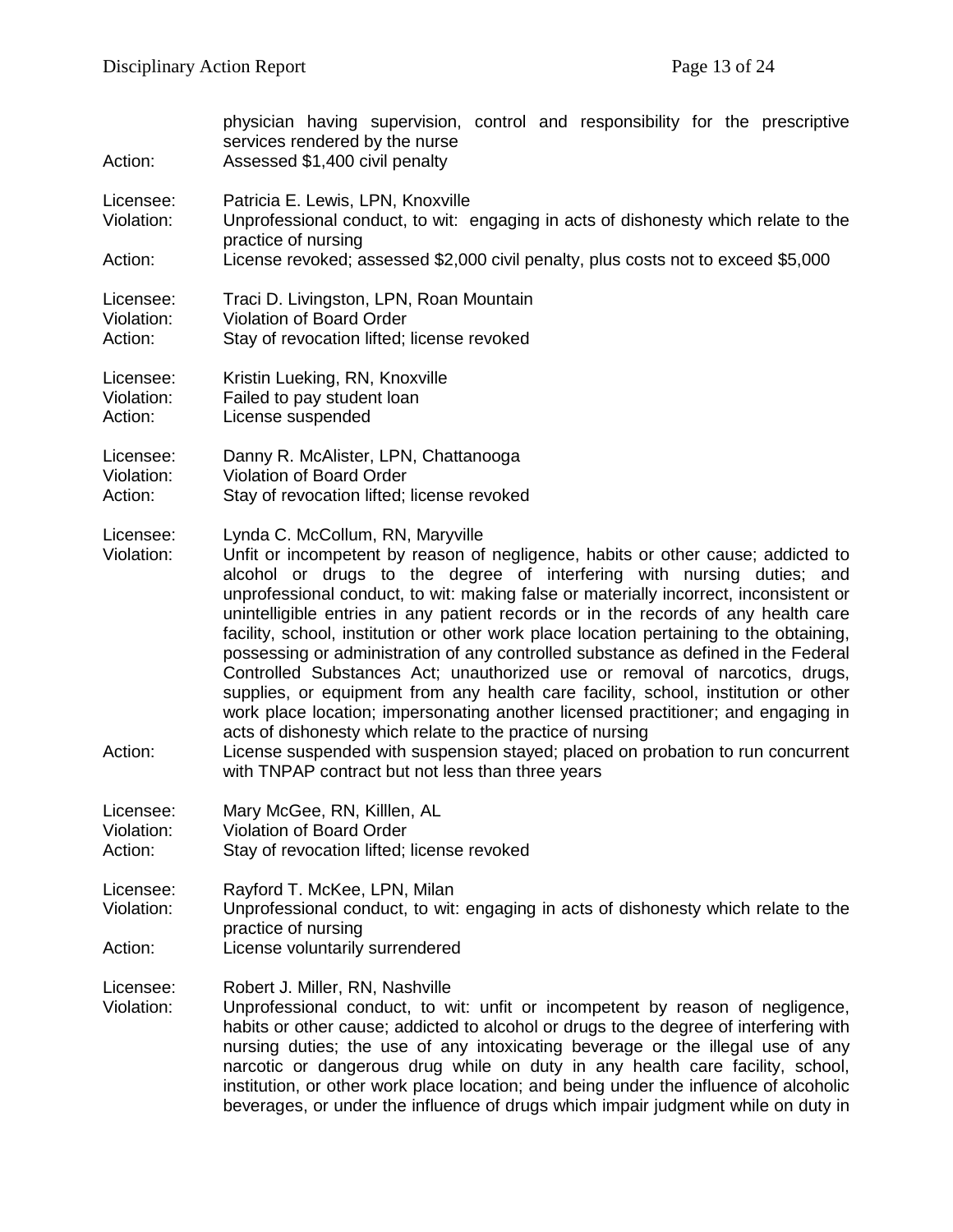physician having supervision, control and responsibility for the prescriptive services rendered by the nurse

Action: Assessed $1,400 civil penalty

Licensee: Patricia E. Lewis, LPN, Knoxville
Violation: Unprofessional conduct, to wit: engaging in acts of dishonesty which relate to the practice of nursing
Action: License revoked; assessed $2,000 civil penalty, plus costs not to exceed $5,000

Licensee: Traci D. Livingston, LPN, Roan Mountain
Violation: Violation of Board Order
Action: Stay of revocation lifted; license revoked

Licensee: Kristin Lueking, RN, Knoxville
Violation: Failed to pay student loan
Action: License suspended

Licensee: Danny R. McAlister, LPN, Chattanooga
Violation: Violation of Board Order
Action: Stay of revocation lifted; license revoked

Licensee: Lynda C. McCollum, RN, Maryville
Violation: Unfit or incompetent by reason of negligence, habits or other cause; addicted to alcohol or drugs to the degree of interfering with nursing duties; and unprofessional conduct, to wit: making false or materially incorrect, inconsistent or unintelligible entries in any patient records or in the records of any health care facility, school, institution or other work place location pertaining to the obtaining, possessing or administration of any controlled substance as defined in the Federal Controlled Substances Act; unauthorized use or removal of narcotics, drugs, supplies, or equipment from any health care facility, school, institution or other work place location; impersonating another licensed practitioner; and engaging in acts of dishonesty which relate to the practice of nursing
Action: License suspended with suspension stayed; placed on probation to run concurrent with TNPAP contract but not less than three years

Licensee: Mary McGee, RN, Killlen, AL
Violation: Violation of Board Order
Action: Stay of revocation lifted; license revoked

Licensee: Rayford T. McKee, LPN, Milan
Violation: Unprofessional conduct, to wit: engaging in acts of dishonesty which relate to the practice of nursing
Action: License voluntarily surrendered

Licensee: Robert J. Miller, RN, Nashville
Violation: Unprofessional conduct, to wit: unfit or incompetent by reason of negligence, habits or other cause; addicted to alcohol or drugs to the degree of interfering with nursing duties; the use of any intoxicating beverage or the illegal use of any narcotic or dangerous drug while on duty in any health care facility, school, institution, or other work place location; and being under the influence of alcoholic beverages, or under the influence of drugs which impair judgment while on duty in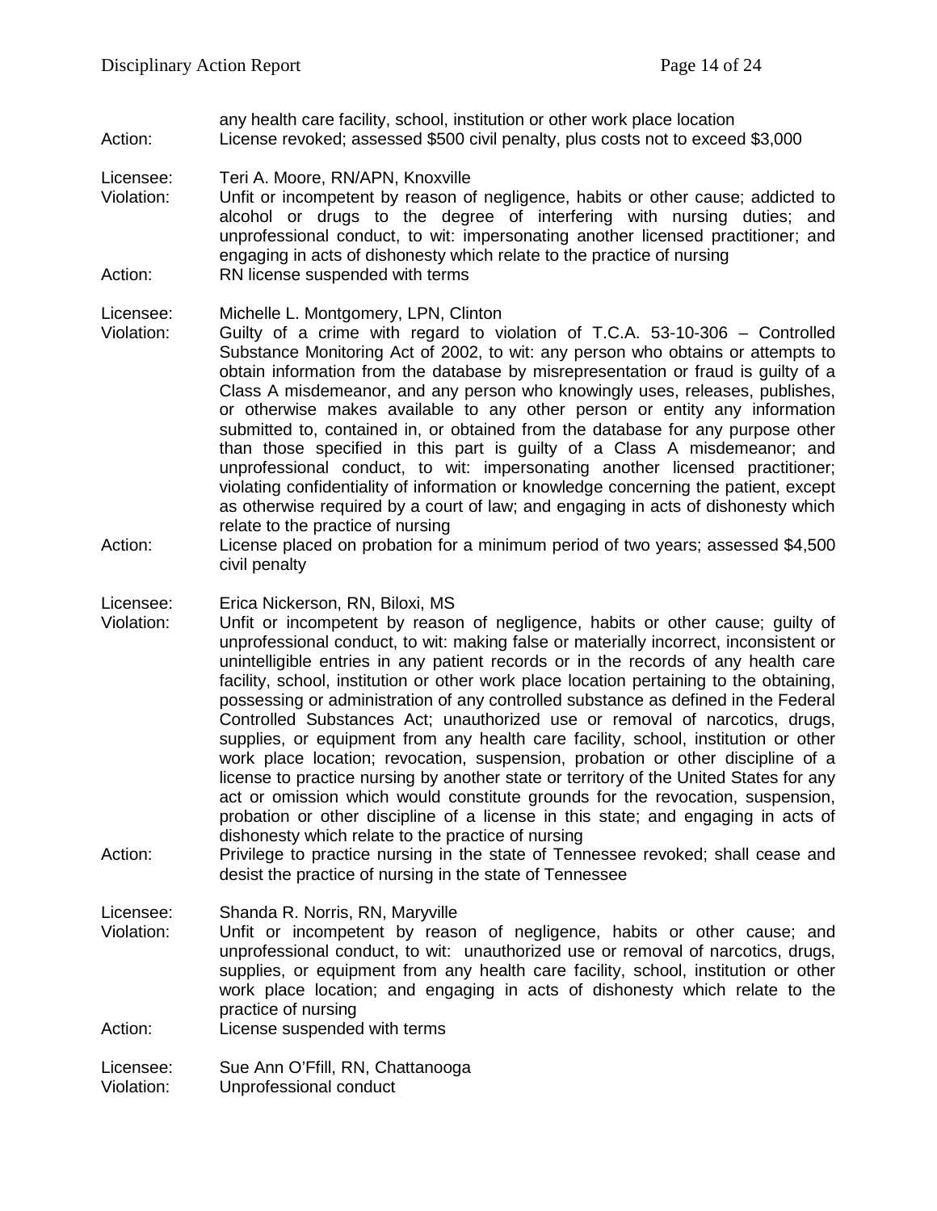any health care facility, school, institution or other work place location

Action: License revoked; assessed $500 civil penalty, plus costs not to exceed $3,000

Licensee: Teri A. Moore, RN/APN, Knoxville

Violation: Unfit or incompetent by reason of negligence, habits or other cause; addicted to alcohol or drugs to the degree of interfering with nursing duties; and unprofessional conduct, to wit: impersonating another licensed practitioner; and engaging in acts of dishonesty which relate to the practice of nursing

Action: RN license suspended with terms

Licensee: Michelle L. Montgomery, LPN, Clinton

Violation: Guilty of a crime with regard to violation of T.C.A. 53-10-306 – Controlled Substance Monitoring Act of 2002, to wit: any person who obtains or attempts to obtain information from the database by misrepresentation or fraud is guilty of a Class A misdemeanor, and any person who knowingly uses, releases, publishes, or otherwise makes available to any other person or entity any information submitted to, contained in, or obtained from the database for any purpose other than those specified in this part is guilty of a Class A misdemeanor; and unprofessional conduct, to wit: impersonating another licensed practitioner; violating confidentiality of information or knowledge concerning the patient, except as otherwise required by a court of law; and engaging in acts of dishonesty which relate to the practice of nursing

Action: License placed on probation for a minimum period of two years; assessed $4,500 civil penalty

Licensee: Erica Nickerson, RN, Biloxi, MS

Violation: Unfit or incompetent by reason of negligence, habits or other cause; guilty of unprofessional conduct, to wit: making false or materially incorrect, inconsistent or unintelligible entries in any patient records or in the records of any health care facility, school, institution or other work place location pertaining to the obtaining, possessing or administration of any controlled substance as defined in the Federal Controlled Substances Act; unauthorized use or removal of narcotics, drugs, supplies, or equipment from any health care facility, school, institution or other work place location; revocation, suspension, probation or other discipline of a license to practice nursing by another state or territory of the United States for any act or omission which would constitute grounds for the revocation, suspension, probation or other discipline of a license in this state; and engaging in acts of dishonesty which relate to the practice of nursing

Action: Privilege to practice nursing in the state of Tennessee revoked; shall cease and desist the practice of nursing in the state of Tennessee

Licensee: Shanda R. Norris, RN, Maryville

Violation: Unfit or incompetent by reason of negligence, habits or other cause; and unprofessional conduct, to wit: unauthorized use or removal of narcotics, drugs, supplies, or equipment from any health care facility, school, institution or other work place location; and engaging in acts of dishonesty which relate to the practice of nursing

Action: License suspended with terms

Licensee: Sue Ann O'Ffill, RN, Chattanooga

Violation: Unprofessional conduct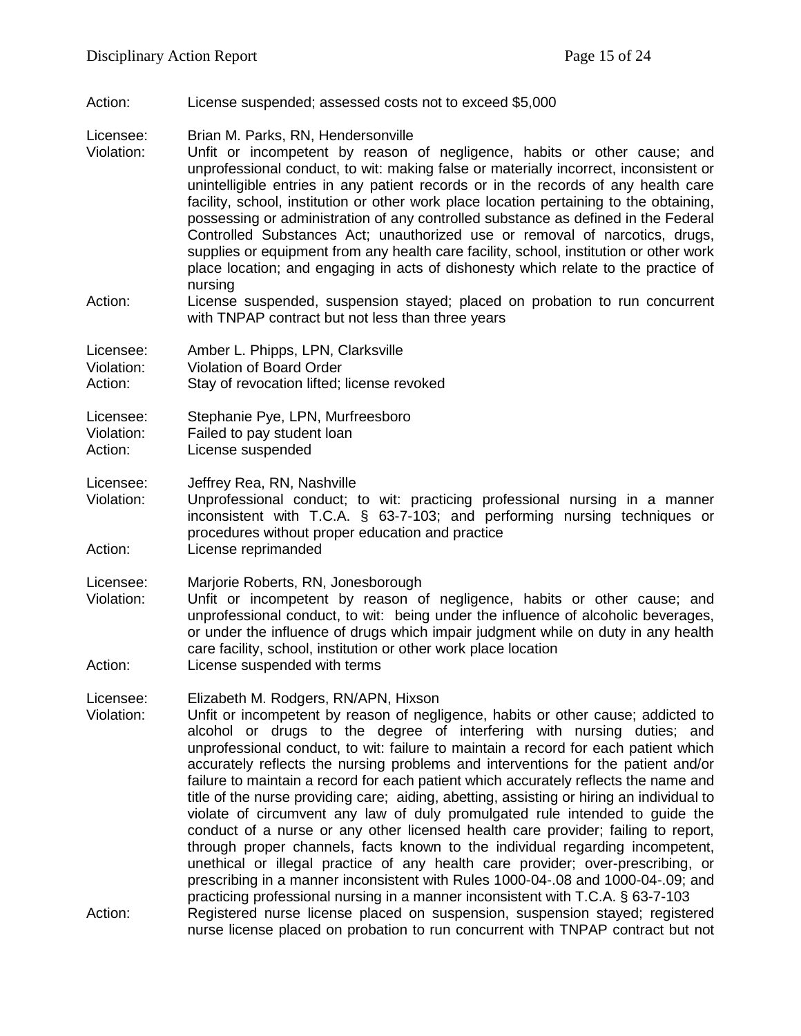Action: License suspended; assessed costs not to exceed $5,000

Licensee: Brian M. Parks, RN, Hendersonville
Violation: Unfit or incompetent by reason of negligence, habits or other cause; and unprofessional conduct, to wit: making false or materially incorrect, inconsistent or unintelligible entries in any patient records or in the records of any health care facility, school, institution or other work place location pertaining to the obtaining, possessing or administration of any controlled substance as defined in the Federal Controlled Substances Act; unauthorized use or removal of narcotics, drugs, supplies or equipment from any health care facility, school, institution or other work place location; and engaging in acts of dishonesty which relate to the practice of nursing
Action: License suspended, suspension stayed; placed on probation to run concurrent with TNPAP contract but not less than three years

Licensee: Amber L. Phipps, LPN, Clarksville
Violation: Violation of Board Order
Action: Stay of revocation lifted; license revoked

Licensee: Stephanie Pye, LPN, Murfreesboro
Violation: Failed to pay student loan
Action: License suspended

Licensee: Jeffrey Rea, RN, Nashville
Violation: Unprofessional conduct; to wit: practicing professional nursing in a manner inconsistent with T.C.A. § 63-7-103; and performing nursing techniques or procedures without proper education and practice
Action: License reprimanded

Licensee: Marjorie Roberts, RN, Jonesborough
Violation: Unfit or incompetent by reason of negligence, habits or other cause; and unprofessional conduct, to wit: being under the influence of alcoholic beverages, or under the influence of drugs which impair judgment while on duty in any health care facility, school, institution or other work place location
Action: License suspended with terms

Licensee: Elizabeth M. Rodgers, RN/APN, Hixson
Violation: Unfit or incompetent by reason of negligence, habits or other cause; addicted to alcohol or drugs to the degree of interfering with nursing duties; and unprofessional conduct, to wit: failure to maintain a record for each patient which accurately reflects the nursing problems and interventions for the patient and/or failure to maintain a record for each patient which accurately reflects the name and title of the nurse providing care; aiding, abetting, assisting or hiring an individual to violate of circumvent any law of duly promulgated rule intended to guide the conduct of a nurse or any other licensed health care provider; failing to report, through proper channels, facts known to the individual regarding incompetent, unethical or illegal practice of any health care provider; over-prescribing, or prescribing in a manner inconsistent with Rules 1000-04-.08 and 1000-04-.09; and practicing professional nursing in a manner inconsistent with T.C.A. § 63-7-103
Action: Registered nurse license placed on suspension, suspension stayed; registered nurse license placed on probation to run concurrent with TNPAP contract but not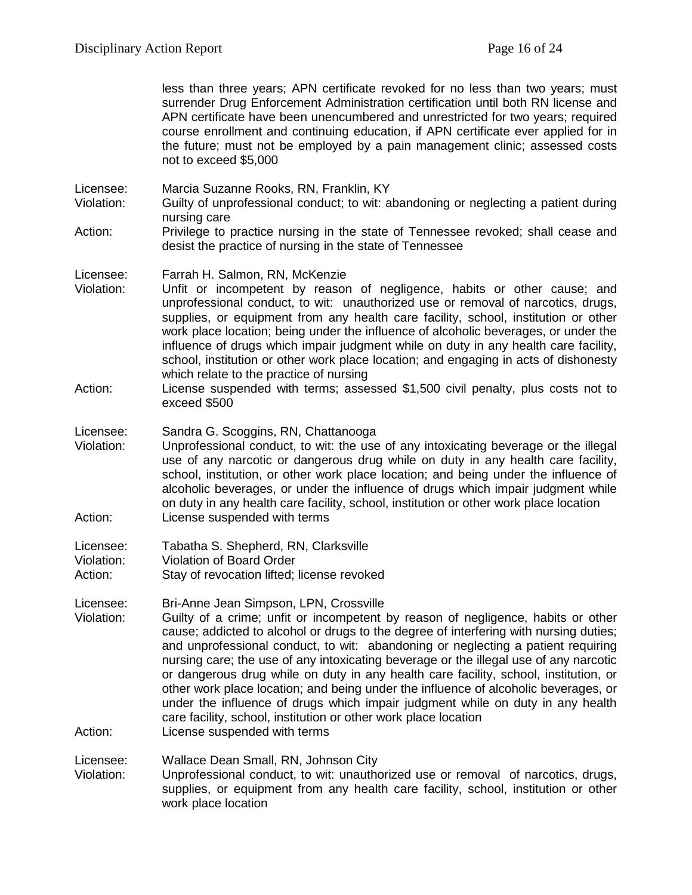less than three years; APN certificate revoked for no less than two years; must surrender Drug Enforcement Administration certification until both RN license and APN certificate have been unencumbered and unrestricted for two years; required course enrollment and continuing education, if APN certificate ever applied for in the future; must not be employed by a pain management clinic; assessed costs not to exceed $5,000

Licensee: Marcia Suzanne Rooks, RN, Franklin, KY
Violation: Guilty of unprofessional conduct; to wit: abandoning or neglecting a patient during nursing care
Action: Privilege to practice nursing in the state of Tennessee revoked; shall cease and desist the practice of nursing in the state of Tennessee

Licensee: Farrah H. Salmon, RN, McKenzie
Violation: Unfit or incompetent by reason of negligence, habits or other cause; and unprofessional conduct, to wit: unauthorized use or removal of narcotics, drugs, supplies, or equipment from any health care facility, school, institution or other work place location; being under the influence of alcoholic beverages, or under the influence of drugs which impair judgment while on duty in any health care facility, school, institution or other work place location; and engaging in acts of dishonesty which relate to the practice of nursing
Action: License suspended with terms; assessed $1,500 civil penalty, plus costs not to exceed $500

Licensee: Sandra G. Scoggins, RN, Chattanooga
Violation: Unprofessional conduct, to wit: the use of any intoxicating beverage or the illegal use of any narcotic or dangerous drug while on duty in any health care facility, school, institution, or other work place location; and being under the influence of alcoholic beverages, or under the influence of drugs which impair judgment while on duty in any health care facility, school, institution or other work place location
Action: License suspended with terms

Licensee: Tabatha S. Shepherd, RN, Clarksville
Violation: Violation of Board Order
Action: Stay of revocation lifted; license revoked

Licensee: Bri-Anne Jean Simpson, LPN, Crossville
Violation: Guilty of a crime; unfit or incompetent by reason of negligence, habits or other cause; addicted to alcohol or drugs to the degree of interfering with nursing duties; and unprofessional conduct, to wit: abandoning or neglecting a patient requiring nursing care; the use of any intoxicating beverage or the illegal use of any narcotic or dangerous drug while on duty in any health care facility, school, institution, or other work place location; and being under the influence of alcoholic beverages, or under the influence of drugs which impair judgment while on duty in any health care facility, school, institution or other work place location
Action: License suspended with terms

Licensee: Wallace Dean Small, RN, Johnson City
Violation: Unprofessional conduct, to wit: unauthorized use or removal of narcotics, drugs, supplies, or equipment from any health care facility, school, institution or other work place location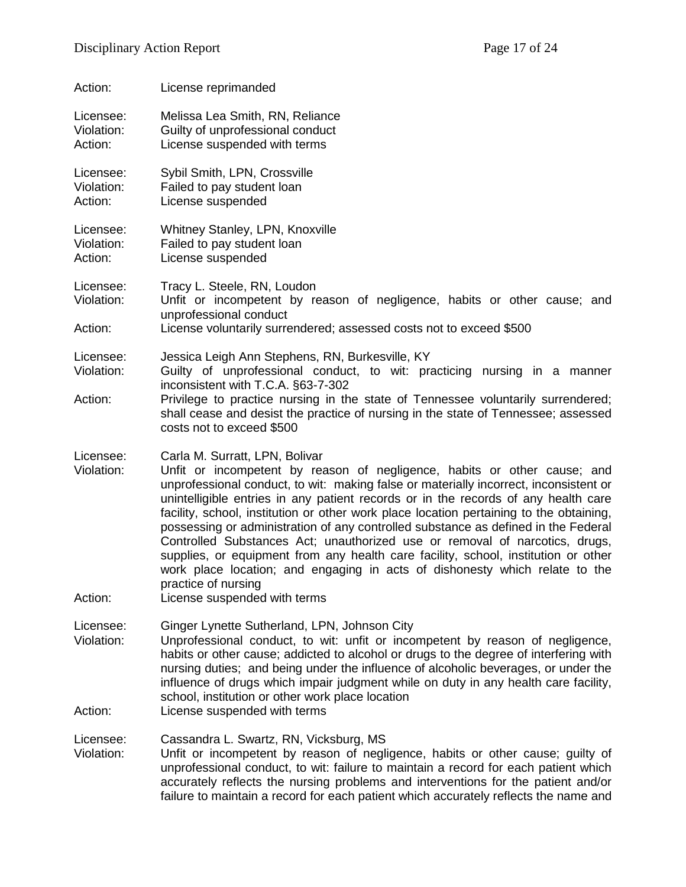Action: License reprimanded

Licensee: Melissa Lea Smith, RN, Reliance
Violation: Guilty of unprofessional conduct
Action: License suspended with terms

Licensee: Sybil Smith, LPN, Crossville
Violation: Failed to pay student loan
Action: License suspended

Licensee: Whitney Stanley, LPN, Knoxville
Violation: Failed to pay student loan
Action: License suspended

Licensee: Tracy L. Steele, RN, Loudon
Violation: Unfit or incompetent by reason of negligence, habits or other cause; and unprofessional conduct
Action: License voluntarily surrendered; assessed costs not to exceed $500

Licensee: Jessica Leigh Ann Stephens, RN, Burkesville, KY
Violation: Guilty of unprofessional conduct, to wit: practicing nursing in a manner inconsistent with T.C.A. §63-7-302
Action: Privilege to practice nursing in the state of Tennessee voluntarily surrendered; shall cease and desist the practice of nursing in the state of Tennessee; assessed costs not to exceed $500

Licensee: Carla M. Surratt, LPN, Bolivar
Violation: Unfit or incompetent by reason of negligence, habits or other cause; and unprofessional conduct, to wit: making false or materially incorrect, inconsistent or unintelligible entries in any patient records or in the records of any health care facility, school, institution or other work place location pertaining to the obtaining, possessing or administration of any controlled substance as defined in the Federal Controlled Substances Act; unauthorized use or removal of narcotics, drugs, supplies, or equipment from any health care facility, school, institution or other work place location; and engaging in acts of dishonesty which relate to the practice of nursing
Action: License suspended with terms

Licensee: Ginger Lynette Sutherland, LPN, Johnson City
Violation: Unprofessional conduct, to wit: unfit or incompetent by reason of negligence, habits or other cause; addicted to alcohol or drugs to the degree of interfering with nursing duties; and being under the influence of alcoholic beverages, or under the influence of drugs which impair judgment while on duty in any health care facility, school, institution or other work place location
Action: License suspended with terms

Licensee: Cassandra L. Swartz, RN, Vicksburg, MS
Violation: Unfit or incompetent by reason of negligence, habits or other cause; guilty of unprofessional conduct, to wit: failure to maintain a record for each patient which accurately reflects the nursing problems and interventions for the patient and/or failure to maintain a record for each patient which accurately reflects the name and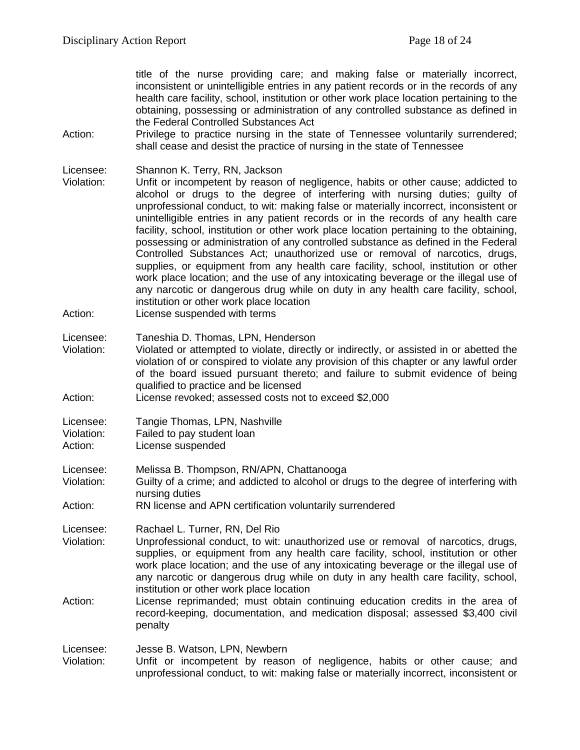title of the nurse providing care; and making false or materially incorrect, inconsistent or unintelligible entries in any patient records or in the records of any health care facility, school, institution or other work place location pertaining to the obtaining, possessing or administration of any controlled substance as defined in the Federal Controlled Substances Act

Action: Privilege to practice nursing in the state of Tennessee voluntarily surrendered; shall cease and desist the practice of nursing in the state of Tennessee

Licensee: Shannon K. Terry, RN, Jackson

Violation: Unfit or incompetent by reason of negligence, habits or other cause; addicted to alcohol or drugs to the degree of interfering with nursing duties; guilty of unprofessional conduct, to wit: making false or materially incorrect, inconsistent or unintelligible entries in any patient records or in the records of any health care facility, school, institution or other work place location pertaining to the obtaining, possessing or administration of any controlled substance as defined in the Federal Controlled Substances Act; unauthorized use or removal of narcotics, drugs, supplies, or equipment from any health care facility, school, institution or other work place location; and the use of any intoxicating beverage or the illegal use of any narcotic or dangerous drug while on duty in any health care facility, school, institution or other work place location

Action: License suspended with terms

Licensee: Taneshia D. Thomas, LPN, Henderson

Violation: Violated or attempted to violate, directly or indirectly, or assisted in or abetted the violation of or conspired to violate any provision of this chapter or any lawful order of the board issued pursuant thereto; and failure to submit evidence of being qualified to practice and be licensed

Action: License revoked; assessed costs not to exceed $2,000

Licensee: Tangie Thomas, LPN, Nashville

Violation: Failed to pay student loan

Action: License suspended

Licensee: Melissa B. Thompson, RN/APN, Chattanooga

Violation: Guilty of a crime; and addicted to alcohol or drugs to the degree of interfering with nursing duties

Action: RN license and APN certification voluntarily surrendered

Licensee: Rachael L. Turner, RN, Del Rio

Violation: Unprofessional conduct, to wit: unauthorized use or removal of narcotics, drugs, supplies, or equipment from any health care facility, school, institution or other work place location; and the use of any intoxicating beverage or the illegal use of any narcotic or dangerous drug while on duty in any health care facility, school, institution or other work place location

Action: License reprimanded; must obtain continuing education credits in the area of record-keeping, documentation, and medication disposal; assessed $3,400 civil penalty

Licensee: Jesse B. Watson, LPN, Newbern

Violation: Unfit or incompetent by reason of negligence, habits or other cause; and unprofessional conduct, to wit: making false or materially incorrect, inconsistent or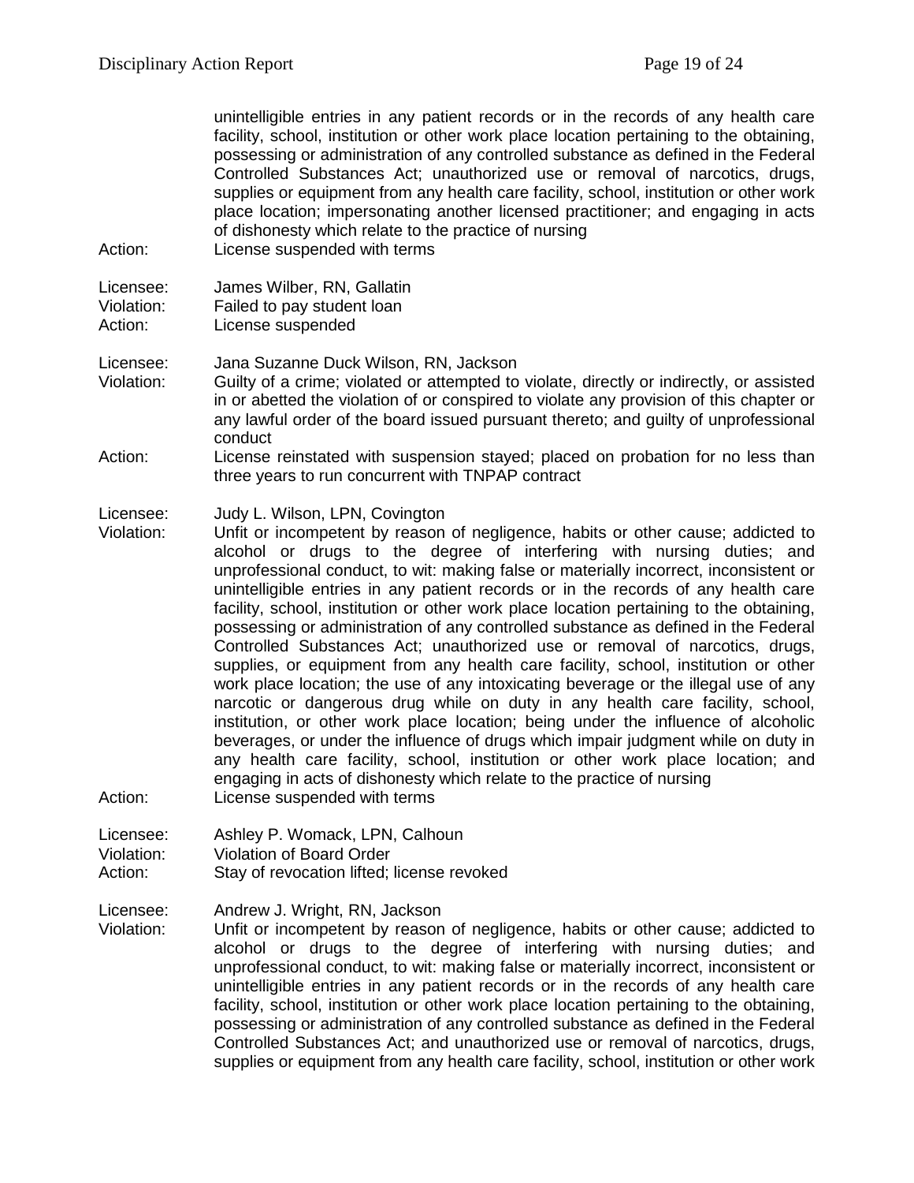unintelligible entries in any patient records or in the records of any health care facility, school, institution or other work place location pertaining to the obtaining, possessing or administration of any controlled substance as defined in the Federal Controlled Substances Act; unauthorized use or removal of narcotics, drugs, supplies or equipment from any health care facility, school, institution or other work place location; impersonating another licensed practitioner; and engaging in acts of dishonesty which relate to the practice of nursing

Action: License suspended with terms

Licensee: James Wilber, RN, Gallatin
Violation: Failed to pay student loan
Action: License suspended

Licensee: Jana Suzanne Duck Wilson, RN, Jackson
Violation: Guilty of a crime; violated or attempted to violate, directly or indirectly, or assisted in or abetted the violation of or conspired to violate any provision of this chapter or any lawful order of the board issued pursuant thereto; and guilty of unprofessional conduct
Action: License reinstated with suspension stayed; placed on probation for no less than three years to run concurrent with TNPAP contract

Licensee: Judy L. Wilson, LPN, Covington
Violation: Unfit or incompetent by reason of negligence, habits or other cause; addicted to alcohol or drugs to the degree of interfering with nursing duties; and unprofessional conduct, to wit: making false or materially incorrect, inconsistent or unintelligible entries in any patient records or in the records of any health care facility, school, institution or other work place location pertaining to the obtaining, possessing or administration of any controlled substance as defined in the Federal Controlled Substances Act; unauthorized use or removal of narcotics, drugs, supplies, or equipment from any health care facility, school, institution or other work place location; the use of any intoxicating beverage or the illegal use of any narcotic or dangerous drug while on duty in any health care facility, school, institution, or other work place location; being under the influence of alcoholic beverages, or under the influence of drugs which impair judgment while on duty in any health care facility, school, institution or other work place location; and engaging in acts of dishonesty which relate to the practice of nursing
Action: License suspended with terms

Licensee: Ashley P. Womack, LPN, Calhoun
Violation: Violation of Board Order
Action: Stay of revocation lifted; license revoked

Licensee: Andrew J. Wright, RN, Jackson
Violation: Unfit or incompetent by reason of negligence, habits or other cause; addicted to alcohol or drugs to the degree of interfering with nursing duties; and unprofessional conduct, to wit: making false or materially incorrect, inconsistent or unintelligible entries in any patient records or in the records of any health care facility, school, institution or other work place location pertaining to the obtaining, possessing or administration of any controlled substance as defined in the Federal Controlled Substances Act; and unauthorized use or removal of narcotics, drugs, supplies or equipment from any health care facility, school, institution or other work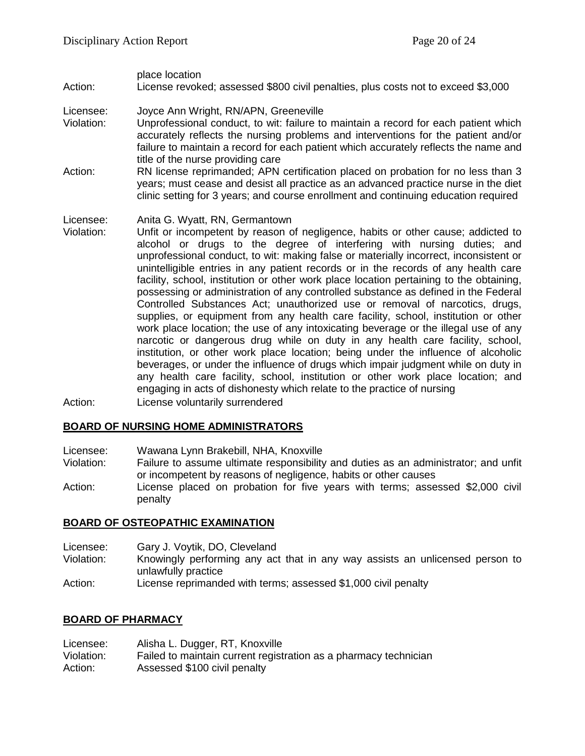place location

Action: License revoked; assessed $800 civil penalties, plus costs not to exceed $3,000

Licensee: Joyce Ann Wright, RN/APN, Greeneville
Violation: Unprofessional conduct, to wit: failure to maintain a record for each patient which accurately reflects the nursing problems and interventions for the patient and/or failure to maintain a record for each patient which accurately reflects the name and title of the nurse providing care
Action: RN license reprimanded; APN certification placed on probation for no less than 3 years; must cease and desist all practice as an advanced practice nurse in the diet clinic setting for 3 years; and course enrollment and continuing education required

Licensee: Anita G. Wyatt, RN, Germantown
Violation: Unfit or incompetent by reason of negligence, habits or other cause; addicted to alcohol or drugs to the degree of interfering with nursing duties; and unprofessional conduct, to wit: making false or materially incorrect, inconsistent or unintelligible entries in any patient records or in the records of any health care facility, school, institution or other work place location pertaining to the obtaining, possessing or administration of any controlled substance as defined in the Federal Controlled Substances Act; unauthorized use or removal of narcotics, drugs, supplies, or equipment from any health care facility, school, institution or other work place location; the use of any intoxicating beverage or the illegal use of any narcotic or dangerous drug while on duty in any health care facility, school, institution, or other work place location; being under the influence of alcoholic beverages, or under the influence of drugs which impair judgment while on duty in any health care facility, school, institution or other work place location; and engaging in acts of dishonesty which relate to the practice of nursing
Action: License voluntarily surrendered

**BOARD OF NURSING HOME ADMINISTRATORS**

Licensee: Wawana Lynn Brakebill, NHA, Knoxville
Violation: Failure to assume ultimate responsibility and duties as an administrator; and unfit or incompetent by reasons of negligence, habits or other causes
Action: License placed on probation for five years with terms; assessed $2,000 civil penalty

**BOARD OF OSTEOPATHIC EXAMINATION**

Licensee: Gary J. Voytik, DO, Cleveland
Violation: Knowingly performing any act that in any way assists an unlicensed person to unlawfully practice
Action: License reprimanded with terms; assessed $1,000 civil penalty

**BOARD OF PHARMACY**

Licensee: Alisha L. Dugger, RT, Knoxville
Violation: Failed to maintain current registration as a pharmacy technician
Action: Assessed $100 civil penalty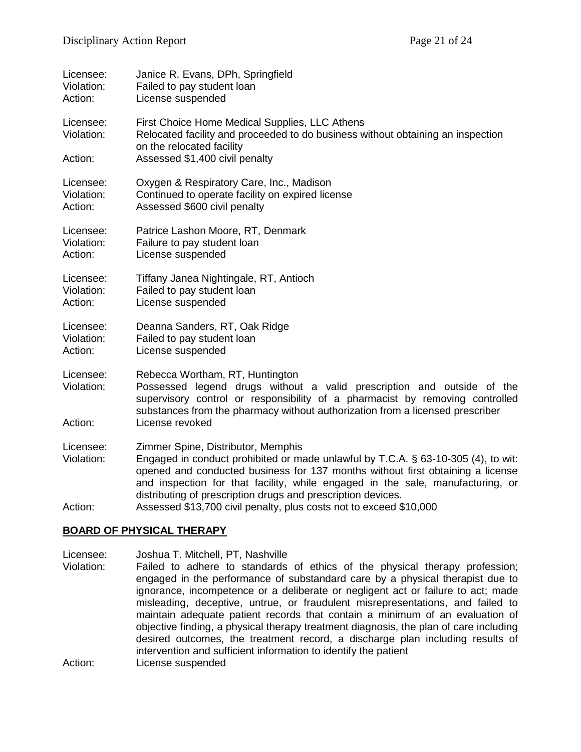Licensee: Janice R. Evans, DPh, Springfield
Violation: Failed to pay student loan
Action: License suspended

Licensee: First Choice Home Medical Supplies, LLC Athens
Violation: Relocated facility and proceeded to do business without obtaining an inspection on the relocated facility
Action: Assessed $1,400 civil penalty

Licensee: Oxygen & Respiratory Care, Inc., Madison
Violation: Continued to operate facility on expired license
Action: Assessed $600 civil penalty

Licensee: Patrice Lashon Moore, RT, Denmark
Violation: Failure to pay student loan
Action: License suspended

Licensee: Tiffany Janea Nightingale, RT, Antioch
Violation: Failed to pay student loan
Action: License suspended

Licensee: Deanna Sanders, RT, Oak Ridge
Violation: Failed to pay student loan
Action: License suspended

Licensee: Rebecca Wortham, RT, Huntington
Violation: Possessed legend drugs without a valid prescription and outside of the supervisory control or responsibility of a pharmacist by removing controlled substances from the pharmacy without authorization from a licensed prescriber
Action: License revoked

Licensee: Zimmer Spine, Distributor, Memphis
Violation: Engaged in conduct prohibited or made unlawful by T.C.A. § 63-10-305 (4), to wit: opened and conducted business for 137 months without first obtaining a license and inspection for that facility, while engaged in the sale, manufacturing, or distributing of prescription drugs and prescription devices.
Action: Assessed $13,700 civil penalty, plus costs not to exceed $10,000

## BOARD OF PHYSICAL THERAPY

Licensee: Joshua T. Mitchell, PT, Nashville
Violation: Failed to adhere to standards of ethics of the physical therapy profession; engaged in the performance of substandard care by a physical therapist due to ignorance, incompetence or a deliberate or negligent act or failure to act; made misleading, deceptive, untrue, or fraudulent misrepresentations, and failed to maintain adequate patient records that contain a minimum of an evaluation of objective finding, a physical therapy treatment diagnosis, the plan of care including desired outcomes, the treatment record, a discharge plan including results of intervention and sufficient information to identify the patient
Action: License suspended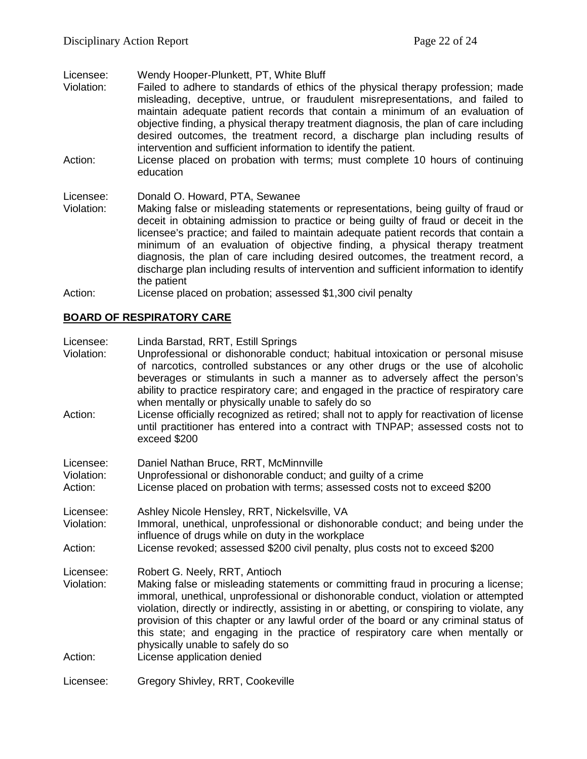Licensee: Wendy Hooper-Plunkett, PT, White Bluff

Violation: Failed to adhere to standards of ethics of the physical therapy profession; made misleading, deceptive, untrue, or fraudulent misrepresentations, and failed to maintain adequate patient records that contain a minimum of an evaluation of objective finding, a physical therapy treatment diagnosis, the plan of care including desired outcomes, the treatment record, a discharge plan including results of intervention and sufficient information to identify the patient.

Action: License placed on probation with terms; must complete 10 hours of continuing education

Licensee: Donald O. Howard, PTA, Sewanee

Violation: Making false or misleading statements or representations, being guilty of fraud or deceit in obtaining admission to practice or being guilty of fraud or deceit in the licensee's practice; and failed to maintain adequate patient records that contain a minimum of an evaluation of objective finding, a physical therapy treatment diagnosis, the plan of care including desired outcomes, the treatment record, a discharge plan including results of intervention and sufficient information to identify the patient

Action: License placed on probation; assessed $1,300 civil penalty

## BOARD OF RESPIRATORY CARE

Licensee: Linda Barstad, RRT, Estill Springs

Violation: Unprofessional or dishonorable conduct; habitual intoxication or personal misuse of narcotics, controlled substances or any other drugs or the use of alcoholic beverages or stimulants in such a manner as to adversely affect the person's ability to practice respiratory care; and engaged in the practice of respiratory care when mentally or physically unable to safely do so

Action: License officially recognized as retired; shall not to apply for reactivation of license until practitioner has entered into a contract with TNPAP; assessed costs not to exceed $200

Licensee: Daniel Nathan Bruce, RRT, McMinnville

Violation: Unprofessional or dishonorable conduct; and guilty of a crime

Action: License placed on probation with terms; assessed costs not to exceed $200

Licensee: Ashley Nicole Hensley, RRT, Nickelsville, VA

Violation: Immoral, unethical, unprofessional or dishonorable conduct; and being under the influence of drugs while on duty in the workplace

Action: License revoked; assessed $200 civil penalty, plus costs not to exceed $200

Licensee: Robert G. Neely, RRT, Antioch

Violation: Making false or misleading statements or committing fraud in procuring a license; immoral, unethical, unprofessional or dishonorable conduct, violation or attempted violation, directly or indirectly, assisting in or abetting, or conspiring to violate, any provision of this chapter or any lawful order of the board or any criminal status of this state; and engaging in the practice of respiratory care when mentally or physically unable to safely do so

Action: License application denied

Licensee: Gregory Shivley, RRT, Cookeville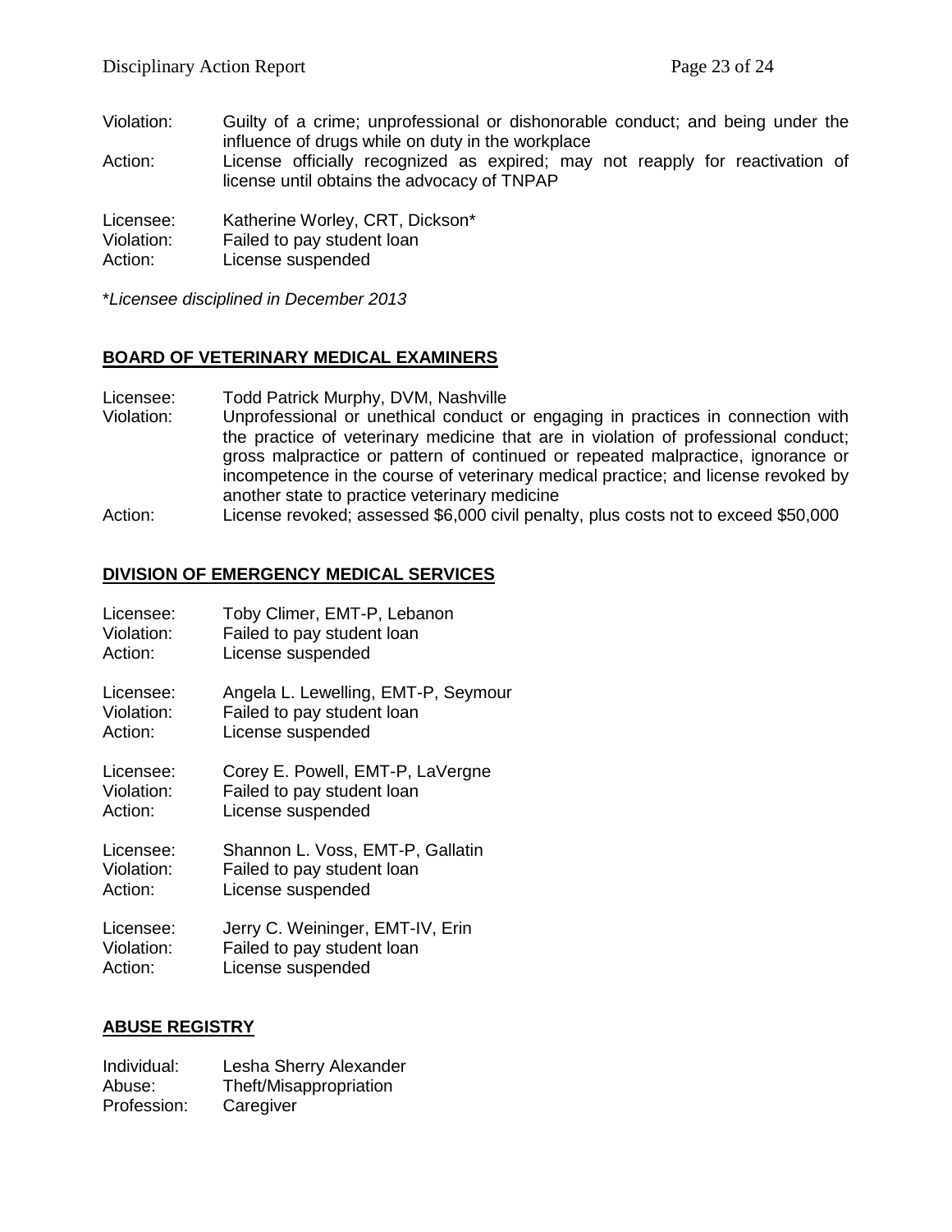Violation: Guilty of a crime; unprofessional or dishonorable conduct; and being under the influence of drugs while on duty in the workplace
Action: License officially recognized as expired; may not reapply for reactivation of license until obtains the advocacy of TNPAP

Licensee: Katherine Worley, CRT, Dickson*
Violation: Failed to pay student loan
Action: License suspended

**Licensee disciplined in December 2013*

## BOARD OF VETERINARY MEDICAL EXAMINERS

Licensee: Todd Patrick Murphy, DVM, Nashville
Violation: Unprofessional or unethical conduct or engaging in practices in connection with the practice of veterinary medicine that are in violation of professional conduct; gross malpractice or pattern of continued or repeated malpractice, ignorance or incompetence in the course of veterinary medical practice; and license revoked by another state to practice veterinary medicine
Action: License revoked; assessed $6,000 civil penalty, plus costs not to exceed $50,000

## DIVISION OF EMERGENCY MEDICAL SERVICES

Licensee: Toby Climer, EMT-P, Lebanon
Violation: Failed to pay student loan
Action: License suspended

Licensee: Angela L. Lewelling, EMT-P, Seymour
Violation: Failed to pay student loan
Action: License suspended

Licensee: Corey E. Powell, EMT-P, LaVergne
Violation: Failed to pay student loan
Action: License suspended

Licensee: Shannon L. Voss, EMT-P, Gallatin
Violation: Failed to pay student loan
Action: License suspended

Licensee: Jerry C. Weininger, EMT-IV, Erin
Violation: Failed to pay student loan
Action: License suspended

## ABUSE REGISTRY

Individual: Lesha Sherry Alexander
Abuse: Theft/Misappropriation
Profession: Caregiver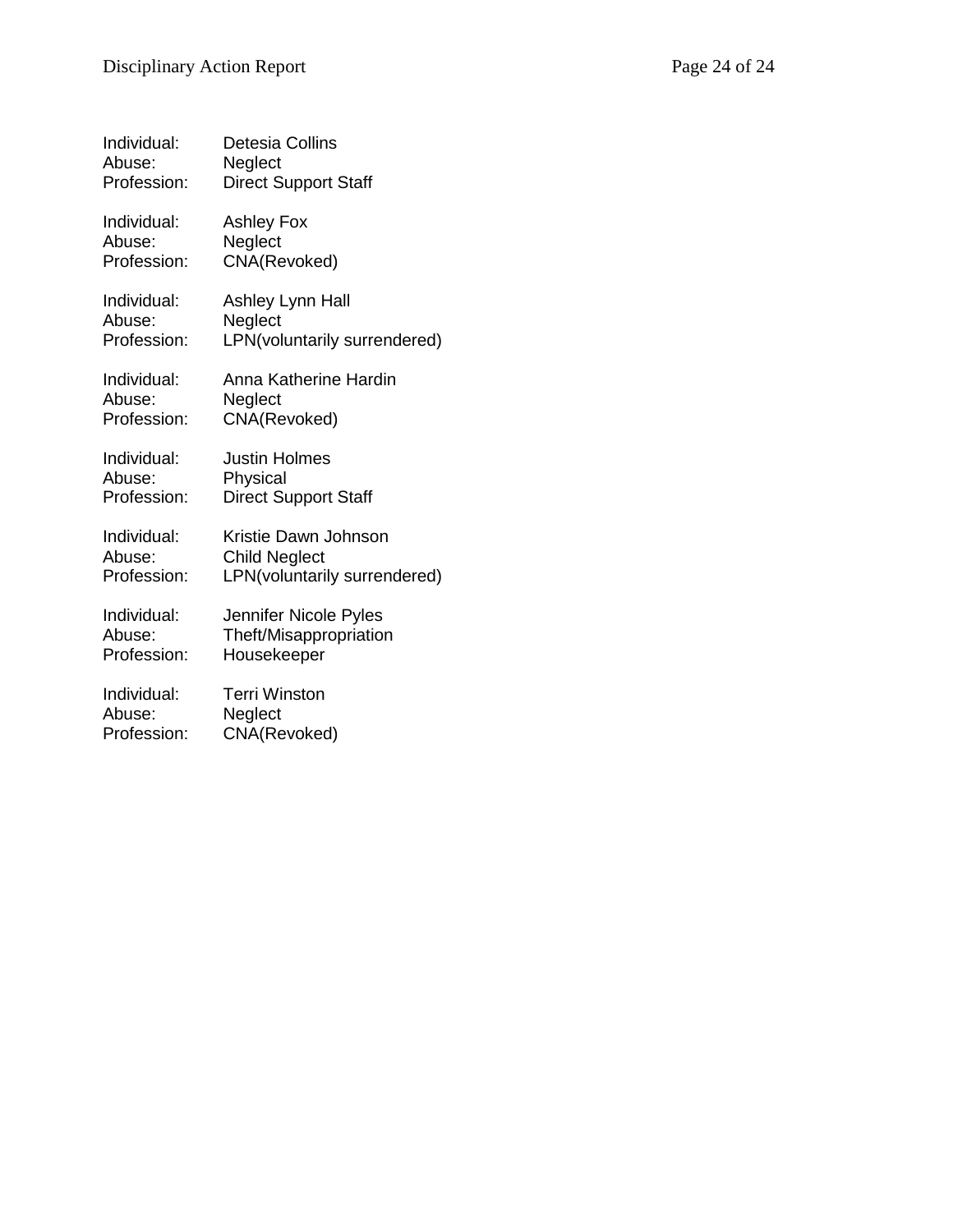Individual: Detesia Collins
Abuse: Neglect
Profession: Direct Support Staff

Individual: Ashley Fox
Abuse: Neglect
Profession: CNA(Revoked)

Individual: Ashley Lynn Hall
Abuse: Neglect
Profession: LPN(voluntarily surrendered)

Individual: Anna Katherine Hardin
Abuse: Neglect
Profession: CNA(Revoked)

Individual: Justin Holmes
Abuse: Physical
Profession: Direct Support Staff

Individual: Kristie Dawn Johnson
Abuse: Child Neglect
Profession: LPN(voluntarily surrendered)

Individual: Jennifer Nicole Pyles
Abuse: Theft/Misappropriation
Profession: Housekeeper

Individual: Terri Winston
Abuse: Neglect
Profession: CNA(Revoked)